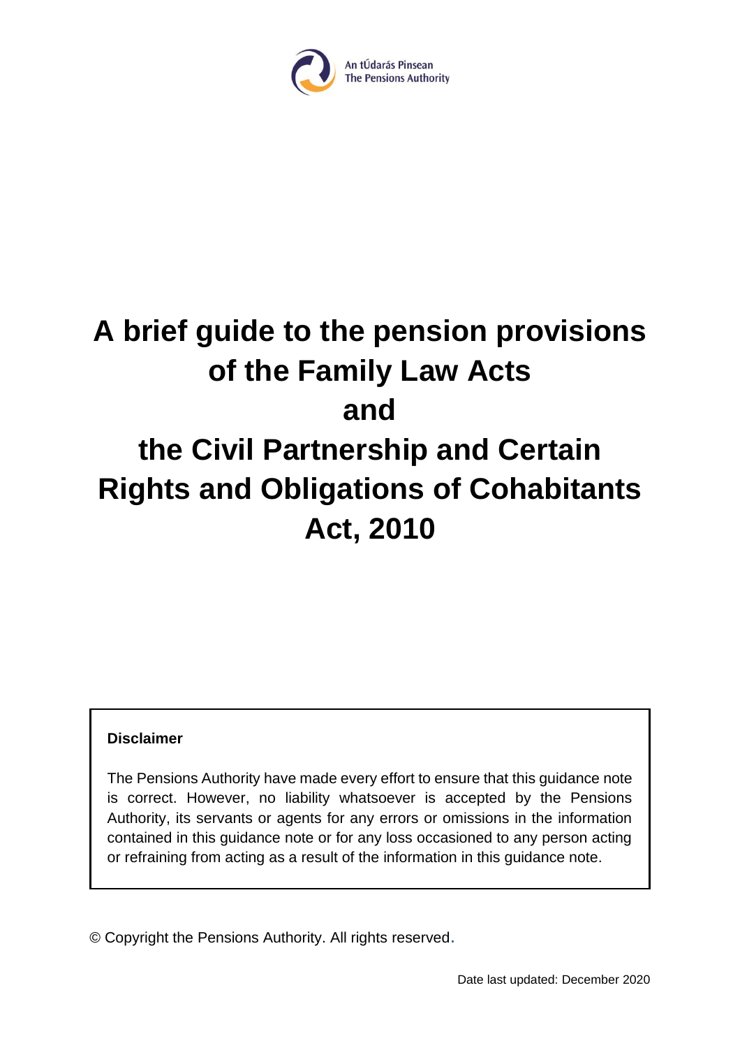An tÚdarás Pinsean
The Pensions Authority

# A brief guide to the pension provisions of the Family Law Acts and the Civil Partnership and Certain Rights and Obligations of Cohabitants Act, 2010

**Disclaimer**

The Pensions Authority have made every effort to ensure that this guidance note is correct. However, no liability whatsoever is accepted by the Pensions Authority, its servants or agents for any errors or omissions in the information contained in this guidance note or for any loss occasioned to any person acting or refraining from acting as a result of the information in this guidance note.

© Copyright the Pensions Authority. All rights reserved.

Date last updated: December 2020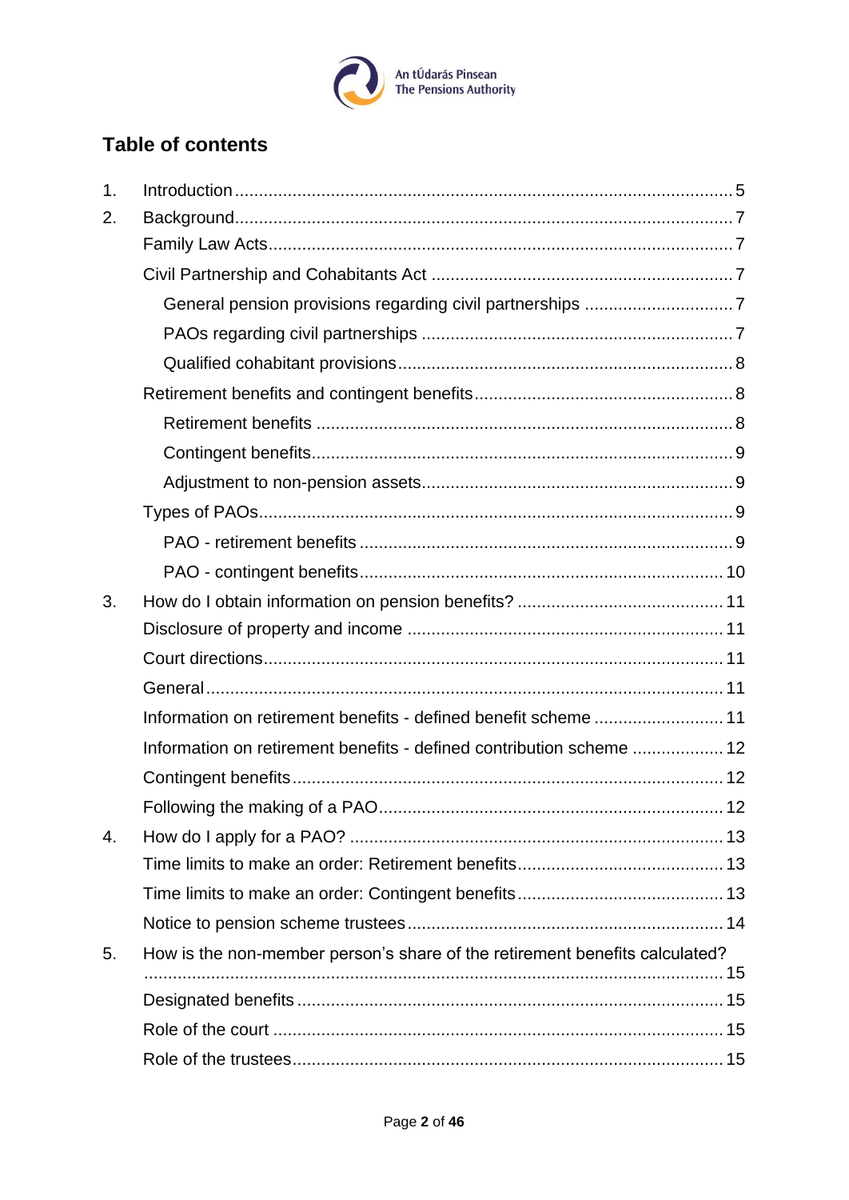## Table of contents

1. Introduction ..... 5
2. Background ..... 7
   - Family Law Acts ..... 7
   - Civil Partnership and Cohabitants Act ..... 7
     - General pension provisions regarding civil partnerships ..... 7
     - PAOs regarding civil partnerships ..... 7
     - Qualified cohabitant provisions ..... 8
   - Retirement benefits and contingent benefits ..... 8
     - Retirement benefits ..... 8
     - Contingent benefits ..... 9
     - Adjustment to non-pension assets ..... 9
   - Types of PAOs ..... 9
     - PAO - retirement benefits ..... 9
     - PAO - contingent benefits ..... 10
3. How do I obtain information on pension benefits? ..... 11
   - Disclosure of property and income ..... 11
   - Court directions ..... 11
   - General ..... 11
   - Information on retirement benefits - defined benefit scheme ..... 11
   - Information on retirement benefits - defined contribution scheme ..... 12
   - Contingent benefits ..... 12
   - Following the making of a PAO ..... 12
4. How do I apply for a PAO? ..... 13
   - Time limits to make an order: Retirement benefits ..... 13
   - Time limits to make an order: Contingent benefits ..... 13
   - Notice to pension scheme trustees ..... 14
5. How is the non-member person's share of the retirement benefits calculated? ..... 15
   - Designated benefits ..... 15
   - Role of the court ..... 15
   - Role of the trustees ..... 15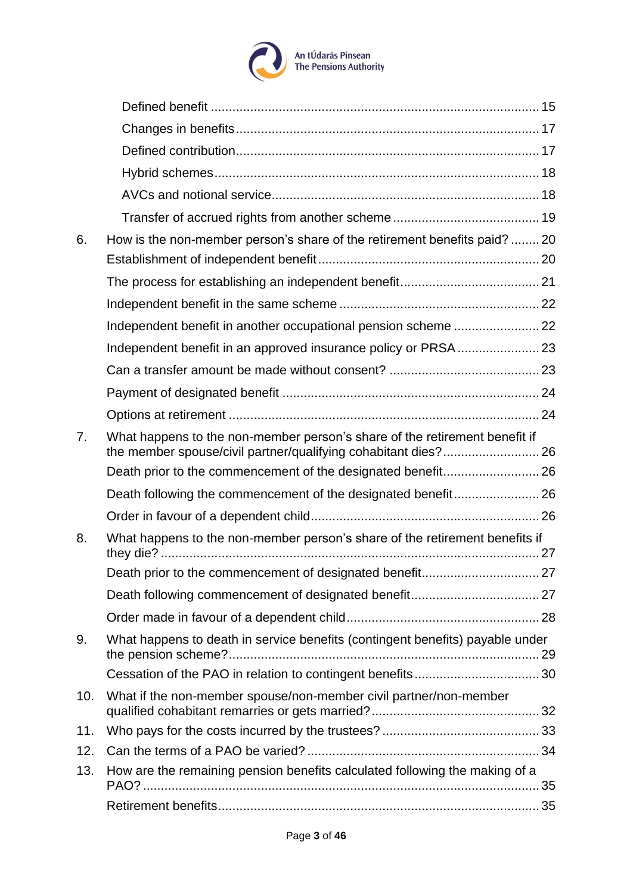Defined benefit ........................................................................................... 15
Changes in benefits .................................................................................... 17
Defined contribution .................................................................................... 17
Hybrid schemes ........................................................................................... 18
AVCs and notional service .......................................................................... 18
Transfer of accrued rights from another scheme ......................................... 19

6. How is the non-member person's share of the retirement benefits paid? ........ 20
   - Establishment of independent benefit ............................................................. 20
   - The process for establishing an independent benefit ...................................... 21
   - Independent benefit in the same scheme ....................................................... 22
   - Independent benefit in another occupational pension scheme ........................ 22
   - Independent benefit in an approved insurance policy or PRSA ....................... 23
   - Can a transfer amount be made without consent? .......................................... 23
   - Payment of designated benefit ....................................................................... 24
   - Options at retirement ..................................................................................... 24
7. What happens to the non-member person's share of the retirement benefit if the member spouse/civil partner/qualifying cohabitant dies? ........................... 26
   - Death prior to the commencement of the designated benefit ........................... 26
   - Death following the commencement of the designated benefit ........................ 26
   - Order in favour of a dependent child ............................................................... 26
8. What happens to the non-member person's share of the retirement benefits if they die? ......................................................................................................... 27
   - Death prior to the commencement of designated benefit ................................ 27
   - Death following commencement of designated benefit .................................... 27
   - Order made in favour of a dependent child ..................................................... 28
9. What happens to death in service benefits (contingent benefits) payable under the pension scheme? ...................................................................................... 29
   - Cessation of the PAO in relation to contingent benefits .................................. 30
10. What if the non-member spouse/non-member civil partner/non-member qualified cohabitant remarries or gets married? ............................................... 32
11. Who pays for the costs incurred by the trustees? ............................................ 33
12. Can the terms of a PAO be varied? ................................................................ 34
13. How are the remaining pension benefits calculated following the making of a PAO? .............................................................................................................. 35
    - Retirement benefits ......................................................................................... 35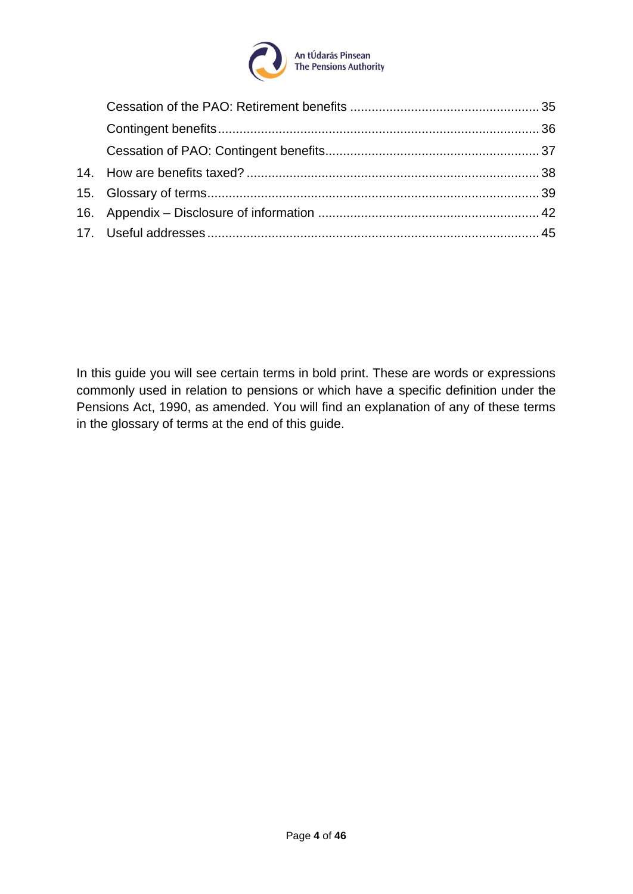Cessation of the PAO: Retirement benefits .................................................... 35

Contingent benefits........................................................................................ 36

Cessation of PAO: Contingent benefits........................................................... 37

14. How are benefits taxed? ................................................................................. 38

15. Glossary of terms........................................................................................... 39

16. Appendix – Disclosure of information ............................................................. 42

17. Useful addresses ........................................................................................... 45

In this guide you will see certain terms in bold print. These are words or expressions commonly used in relation to pensions or which have a specific definition under the Pensions Act, 1990, as amended. You will find an explanation of any of these terms in the glossary of terms at the end of this guide.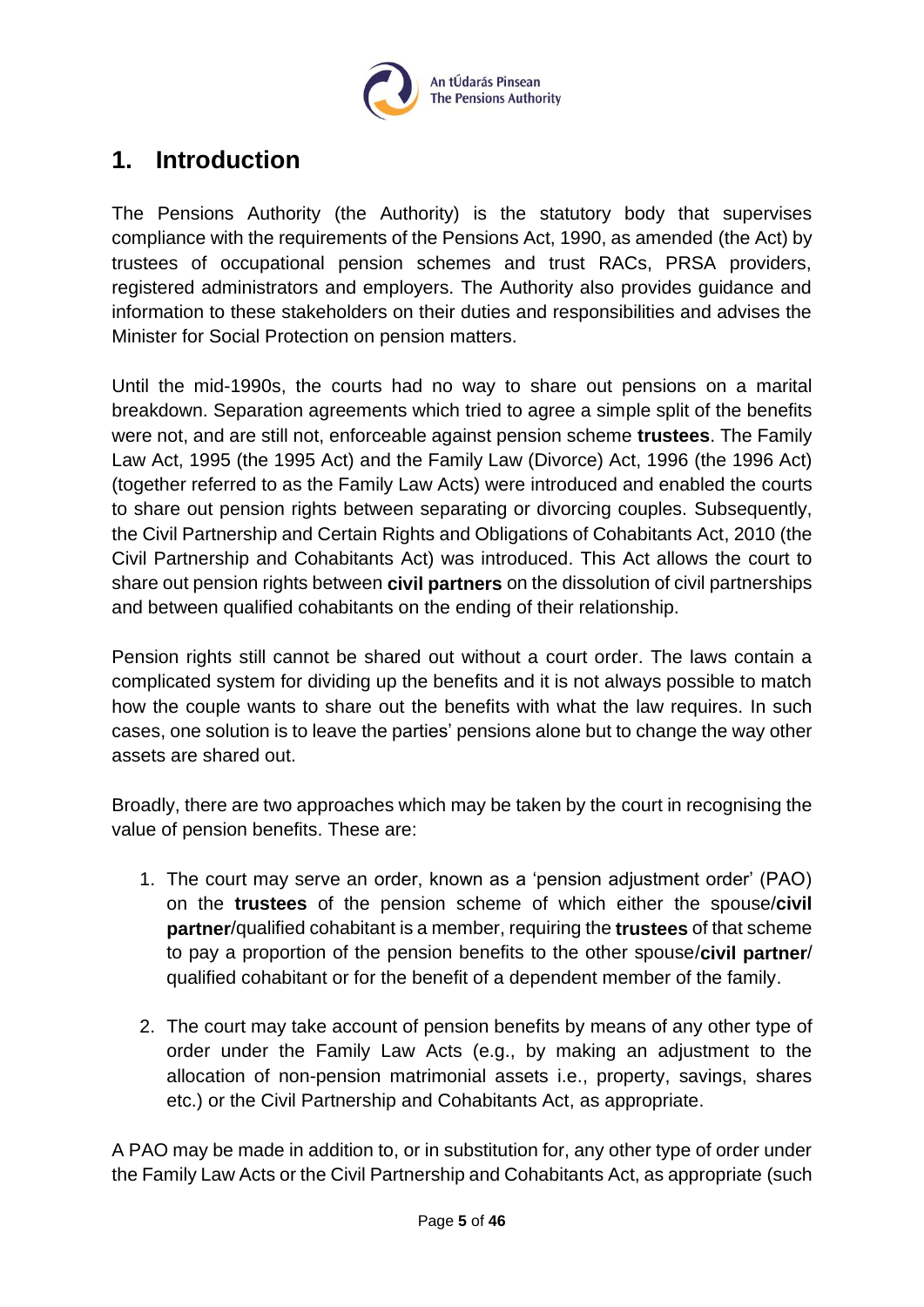## 1. Introduction

The Pensions Authority (the Authority) is the statutory body that supervises compliance with the requirements of the Pensions Act, 1990, as amended (the Act) by trustees of occupational pension schemes and trust RACs, PRSA providers, registered administrators and employers. The Authority also provides guidance and information to these stakeholders on their duties and responsibilities and advises the Minister for Social Protection on pension matters.

Until the mid-1990s, the courts had no way to share out pensions on a marital breakdown. Separation agreements which tried to agree a simple split of the benefits were not, and are still not, enforceable against pension scheme **trustees**. The Family Law Act, 1995 (the 1995 Act) and the Family Law (Divorce) Act, 1996 (the 1996 Act) (together referred to as the Family Law Acts) were introduced and enabled the courts to share out pension rights between separating or divorcing couples. Subsequently, the Civil Partnership and Certain Rights and Obligations of Cohabitants Act, 2010 (the Civil Partnership and Cohabitants Act) was introduced. This Act allows the court to share out pension rights between **civil partners** on the dissolution of civil partnerships and between qualified cohabitants on the ending of their relationship.

Pension rights still cannot be shared out without a court order. The laws contain a complicated system for dividing up the benefits and it is not always possible to match how the couple wants to share out the benefits with what the law requires. In such cases, one solution is to leave the parties' pensions alone but to change the way other assets are shared out.

Broadly, there are two approaches which may be taken by the court in recognising the value of pension benefits. These are:

1. The court may serve an order, known as a 'pension adjustment order' (PAO) on the **trustees** of the pension scheme of which either the spouse/**civil partner**/qualified cohabitant is a member, requiring the **trustees** of that scheme to pay a proportion of the pension benefits to the other spouse/**civil partner**/ qualified cohabitant or for the benefit of a dependent member of the family.

2. The court may take account of pension benefits by means of any other type of order under the Family Law Acts (e.g., by making an adjustment to the allocation of non-pension matrimonial assets i.e., property, savings, shares etc.) or the Civil Partnership and Cohabitants Act, as appropriate.

A PAO may be made in addition to, or in substitution for, any other type of order under the Family Law Acts or the Civil Partnership and Cohabitants Act, as appropriate (such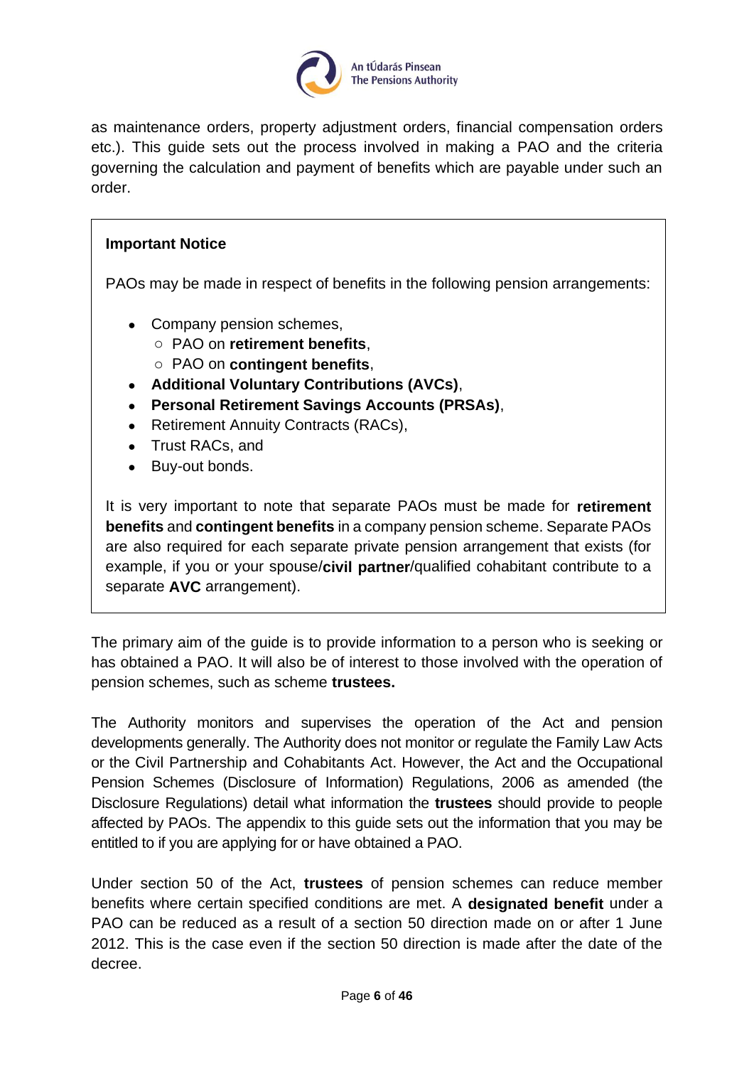as maintenance orders, property adjustment orders, financial compensation orders etc.). This guide sets out the process involved in making a PAO and the criteria governing the calculation and payment of benefits which are payable under such an order.

> **Important Notice**
>
> PAOs may be made in respect of benefits in the following pension arrangements:
>
> - Company pension schemes,
>     - PAO on **retirement benefits**,
>     - PAO on **contingent benefits**,
> - **Additional Voluntary Contributions (AVCs)**,
> - **Personal Retirement Savings Accounts (PRSAs)**,
> - Retirement Annuity Contracts (RACs),
> - Trust RACs, and
> - Buy-out bonds.
>
> It is very important to note that separate PAOs must be made for **retirement benefits** and **contingent benefits** in a company pension scheme. Separate PAOs are also required for each separate private pension arrangement that exists (for example, if you or your spouse/**civil partner**/qualified cohabitant contribute to a separate **AVC** arrangement).

The primary aim of the guide is to provide information to a person who is seeking or has obtained a PAO. It will also be of interest to those involved with the operation of pension schemes, such as scheme **trustees.**

The Authority monitors and supervises the operation of the Act and pension developments generally. The Authority does not monitor or regulate the Family Law Acts or the Civil Partnership and Cohabitants Act. However, the Act and the Occupational Pension Schemes (Disclosure of Information) Regulations, 2006 as amended (the Disclosure Regulations) detail what information the **trustees** should provide to people affected by PAOs. The appendix to this guide sets out the information that you may be entitled to if you are applying for or have obtained a PAO.

Under section 50 of the Act, **trustees** of pension schemes can reduce member benefits where certain specified conditions are met. A **designated benefit** under a PAO can be reduced as a result of a section 50 direction made on or after 1 June 2012. This is the case even if the section 50 direction is made after the date of the decree.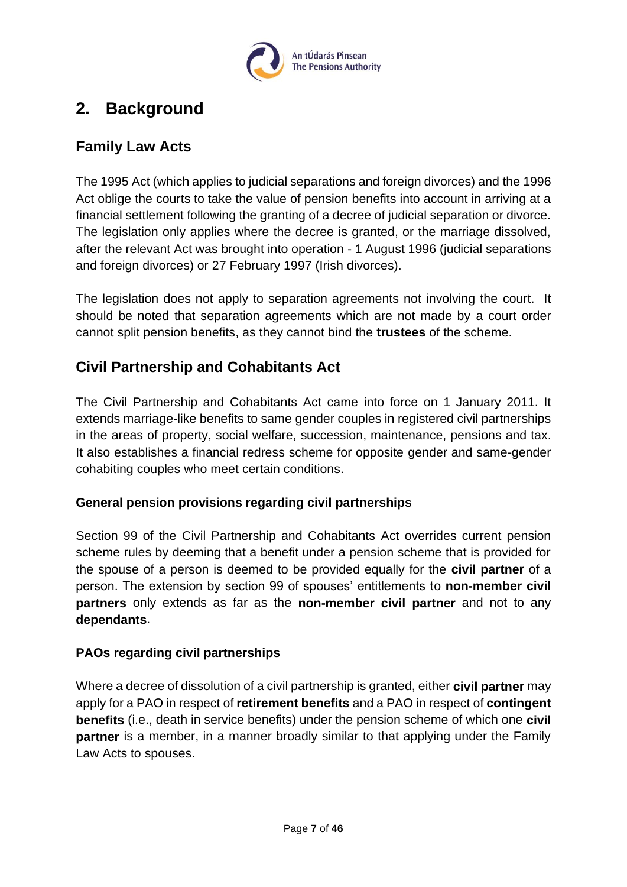## 2. Background

### Family Law Acts

The 1995 Act (which applies to judicial separations and foreign divorces) and the 1996 Act oblige the courts to take the value of pension benefits into account in arriving at a financial settlement following the granting of a decree of judicial separation or divorce. The legislation only applies where the decree is granted, or the marriage dissolved, after the relevant Act was brought into operation - 1 August 1996 (judicial separations and foreign divorces) or 27 February 1997 (Irish divorces).

The legislation does not apply to separation agreements not involving the court. It should be noted that separation agreements which are not made by a court order cannot split pension benefits, as they cannot bind the **trustees** of the scheme.

### Civil Partnership and Cohabitants Act

The Civil Partnership and Cohabitants Act came into force on 1 January 2011. It extends marriage-like benefits to same gender couples in registered civil partnerships in the areas of property, social welfare, succession, maintenance, pensions and tax. It also establishes a financial redress scheme for opposite gender and same-gender cohabiting couples who meet certain conditions.

#### General pension provisions regarding civil partnerships

Section 99 of the Civil Partnership and Cohabitants Act overrides current pension scheme rules by deeming that a benefit under a pension scheme that is provided for the spouse of a person is deemed to be provided equally for the **civil partner** of a person. The extension by section 99 of spouses' entitlements to **non-member civil partners** only extends as far as the **non-member civil partner** and not to any **dependants**.

#### PAOs regarding civil partnerships

Where a decree of dissolution of a civil partnership is granted, either **civil partner** may apply for a PAO in respect of **retirement benefits** and a PAO in respect of **contingent benefits** (i.e., death in service benefits) under the pension scheme of which one **civil partner** is a member, in a manner broadly similar to that applying under the Family Law Acts to spouses.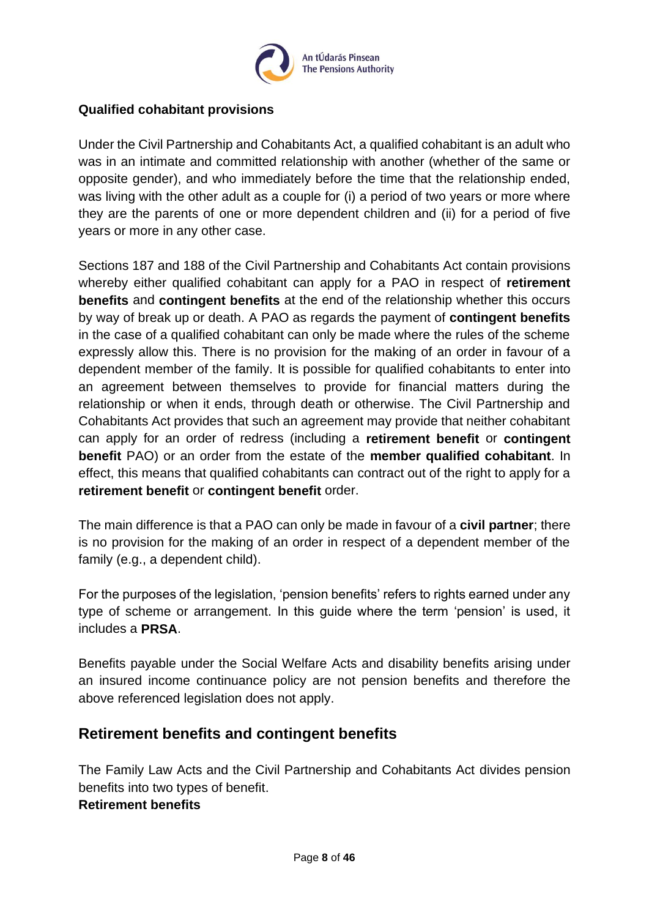**Qualified cohabitant provisions**

Under the Civil Partnership and Cohabitants Act, a qualified cohabitant is an adult who was in an intimate and committed relationship with another (whether of the same or opposite gender), and who immediately before the time that the relationship ended, was living with the other adult as a couple for (i) a period of two years or more where they are the parents of one or more dependent children and (ii) for a period of five years or more in any other case.

Sections 187 and 188 of the Civil Partnership and Cohabitants Act contain provisions whereby either qualified cohabitant can apply for a PAO in respect of **retirement benefits** and **contingent benefits** at the end of the relationship whether this occurs by way of break up or death. A PAO as regards the payment of **contingent benefits** in the case of a qualified cohabitant can only be made where the rules of the scheme expressly allow this. There is no provision for the making of an order in favour of a dependent member of the family. It is possible for qualified cohabitants to enter into an agreement between themselves to provide for financial matters during the relationship or when it ends, through death or otherwise. The Civil Partnership and Cohabitants Act provides that such an agreement may provide that neither cohabitant can apply for an order of redress (including a **retirement benefit** or **contingent benefit** PAO) or an order from the estate of the **member qualified cohabitant**. In effect, this means that qualified cohabitants can contract out of the right to apply for a **retirement benefit** or **contingent benefit** order.

The main difference is that a PAO can only be made in favour of a **civil partner**; there is no provision for the making of an order in respect of a dependent member of the family (e.g., a dependent child).

For the purposes of the legislation, 'pension benefits' refers to rights earned under any type of scheme or arrangement. In this guide where the term 'pension' is used, it includes a **PRSA**.

Benefits payable under the Social Welfare Acts and disability benefits arising under an insured income continuance policy are not pension benefits and therefore the above referenced legislation does not apply.

## Retirement benefits and contingent benefits

The Family Law Acts and the Civil Partnership and Cohabitants Act divides pension benefits into two types of benefit.

**Retirement benefits**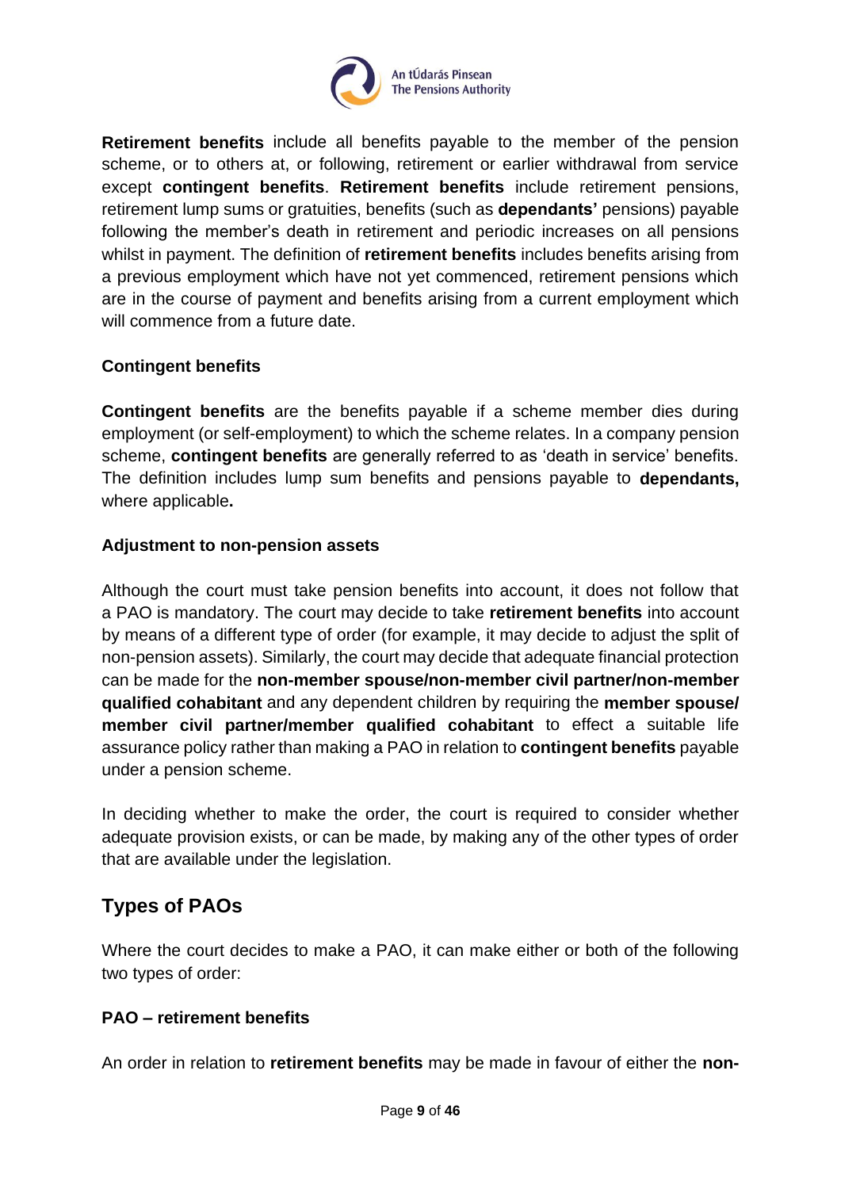**Retirement benefits** include all benefits payable to the member of the pension scheme, or to others at, or following, retirement or earlier withdrawal from service except **contingent benefits**. **Retirement benefits** include retirement pensions, retirement lump sums or gratuities, benefits (such as **dependants'** pensions) payable following the member's death in retirement and periodic increases on all pensions whilst in payment. The definition of **retirement benefits** includes benefits arising from a previous employment which have not yet commenced, retirement pensions which are in the course of payment and benefits arising from a current employment which will commence from a future date.

### Contingent benefits

**Contingent benefits** are the benefits payable if a scheme member dies during employment (or self-employment) to which the scheme relates. In a company pension scheme, **contingent benefits** are generally referred to as 'death in service' benefits. The definition includes lump sum benefits and pensions payable to **dependants,** where applicable**.**

### Adjustment to non-pension assets

Although the court must take pension benefits into account, it does not follow that a PAO is mandatory. The court may decide to take **retirement benefits** into account by means of a different type of order (for example, it may decide to adjust the split of non-pension assets). Similarly, the court may decide that adequate financial protection can be made for the **non-member spouse/non-member civil partner/non-member qualified cohabitant** and any dependent children by requiring the **member spouse/ member civil partner/member qualified cohabitant** to effect a suitable life assurance policy rather than making a PAO in relation to **contingent benefits** payable under a pension scheme.

In deciding whether to make the order, the court is required to consider whether adequate provision exists, or can be made, by making any of the other types of order that are available under the legislation.

## Types of PAOs

Where the court decides to make a PAO, it can make either or both of the following two types of order:

### PAO – retirement benefits

An order in relation to **retirement benefits** may be made in favour of either the **non-**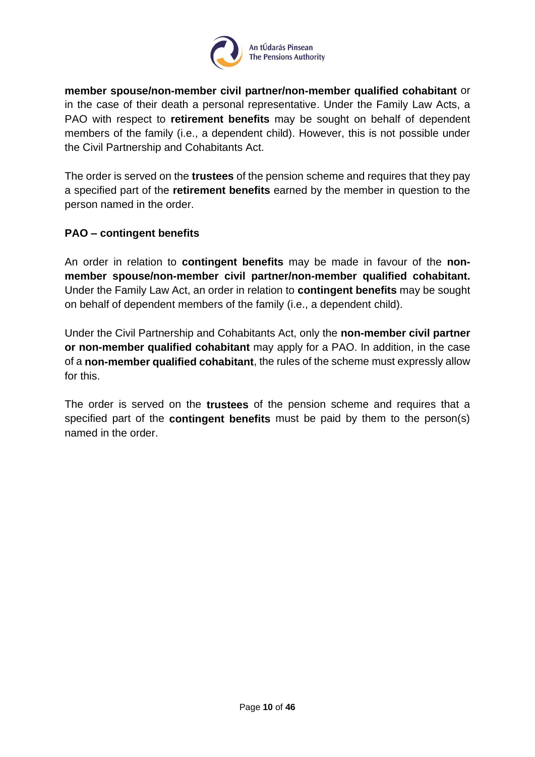**member spouse/non-member civil partner/non-member qualified cohabitant** or in the case of their death a personal representative. Under the Family Law Acts, a PAO with respect to **retirement benefits** may be sought on behalf of dependent members of the family (i.e., a dependent child). However, this is not possible under the Civil Partnership and Cohabitants Act.

The order is served on the **trustees** of the pension scheme and requires that they pay a specified part of the **retirement benefits** earned by the member in question to the person named in the order.

**PAO – contingent benefits**

An order in relation to **contingent benefits** may be made in favour of the **non-member spouse/non-member civil partner/non-member qualified cohabitant.** Under the Family Law Act, an order in relation to **contingent benefits** may be sought on behalf of dependent members of the family (i.e., a dependent child).

Under the Civil Partnership and Cohabitants Act, only the **non-member civil partner or non-member qualified cohabitant** may apply for a PAO. In addition, in the case of a **non-member qualified cohabitant**, the rules of the scheme must expressly allow for this.

The order is served on the **trustees** of the pension scheme and requires that a specified part of the **contingent benefits** must be paid by them to the person(s) named in the order.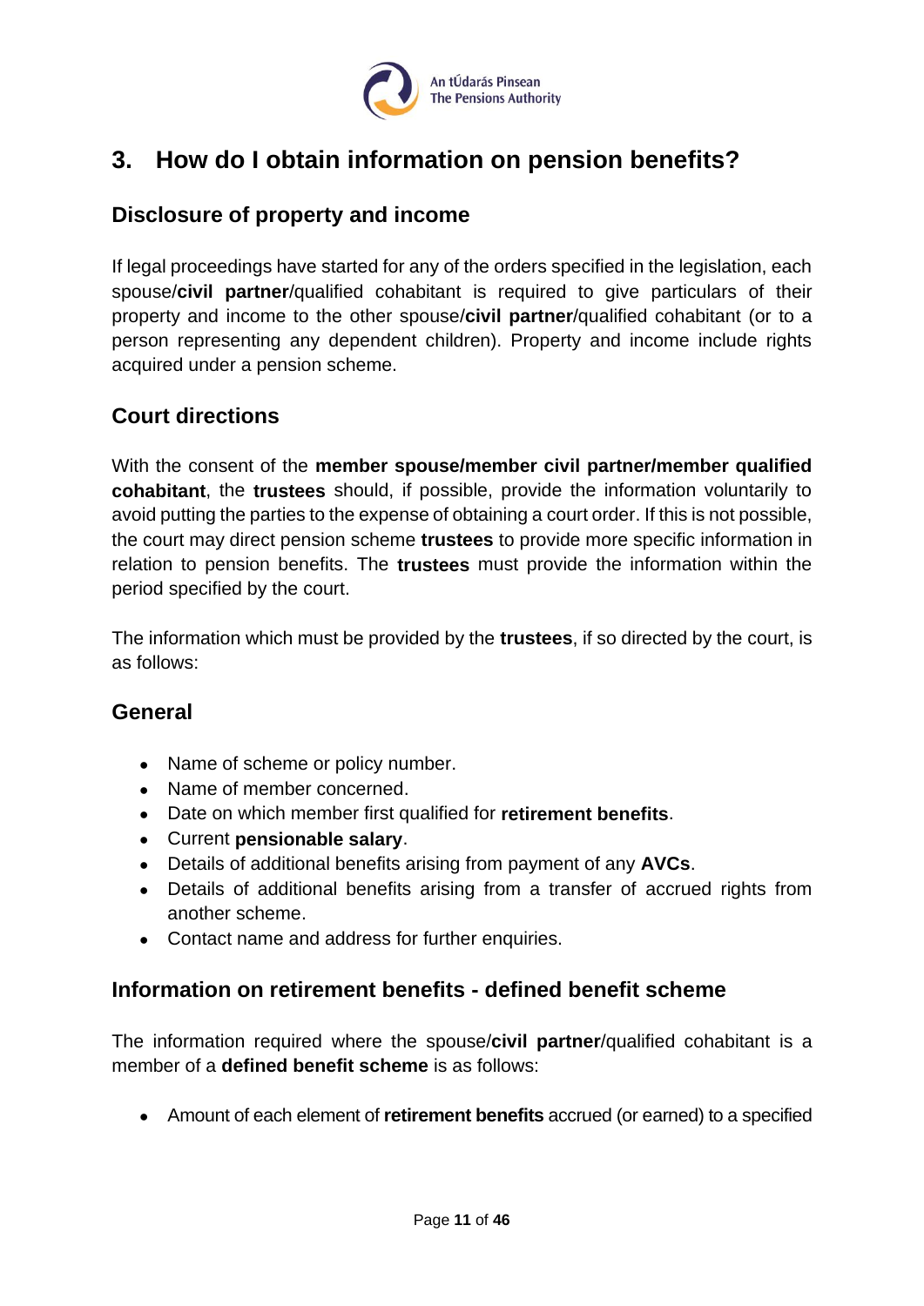## 3. How do I obtain information on pension benefits?

### Disclosure of property and income

If legal proceedings have started for any of the orders specified in the legislation, each spouse/**civil partner**/qualified cohabitant is required to give particulars of their property and income to the other spouse/**civil partner**/qualified cohabitant (or to a person representing any dependent children). Property and income include rights acquired under a pension scheme.

### Court directions

With the consent of the **member spouse/member civil partner/member qualified cohabitant**, the **trustees** should, if possible, provide the information voluntarily to avoid putting the parties to the expense of obtaining a court order. If this is not possible, the court may direct pension scheme **trustees** to provide more specific information in relation to pension benefits. The **trustees** must provide the information within the period specified by the court.

The information which must be provided by the **trustees**, if so directed by the court, is as follows:

### General

- Name of scheme or policy number.
- Name of member concerned.
- Date on which member first qualified for **retirement benefits**.
- Current **pensionable salary**.
- Details of additional benefits arising from payment of any **AVCs**.
- Details of additional benefits arising from a transfer of accrued rights from another scheme.
- Contact name and address for further enquiries.

### Information on retirement benefits - defined benefit scheme

The information required where the spouse/**civil partner**/qualified cohabitant is a member of a **defined benefit scheme** is as follows:

- Amount of each element of **retirement benefits** accrued (or earned) to a specified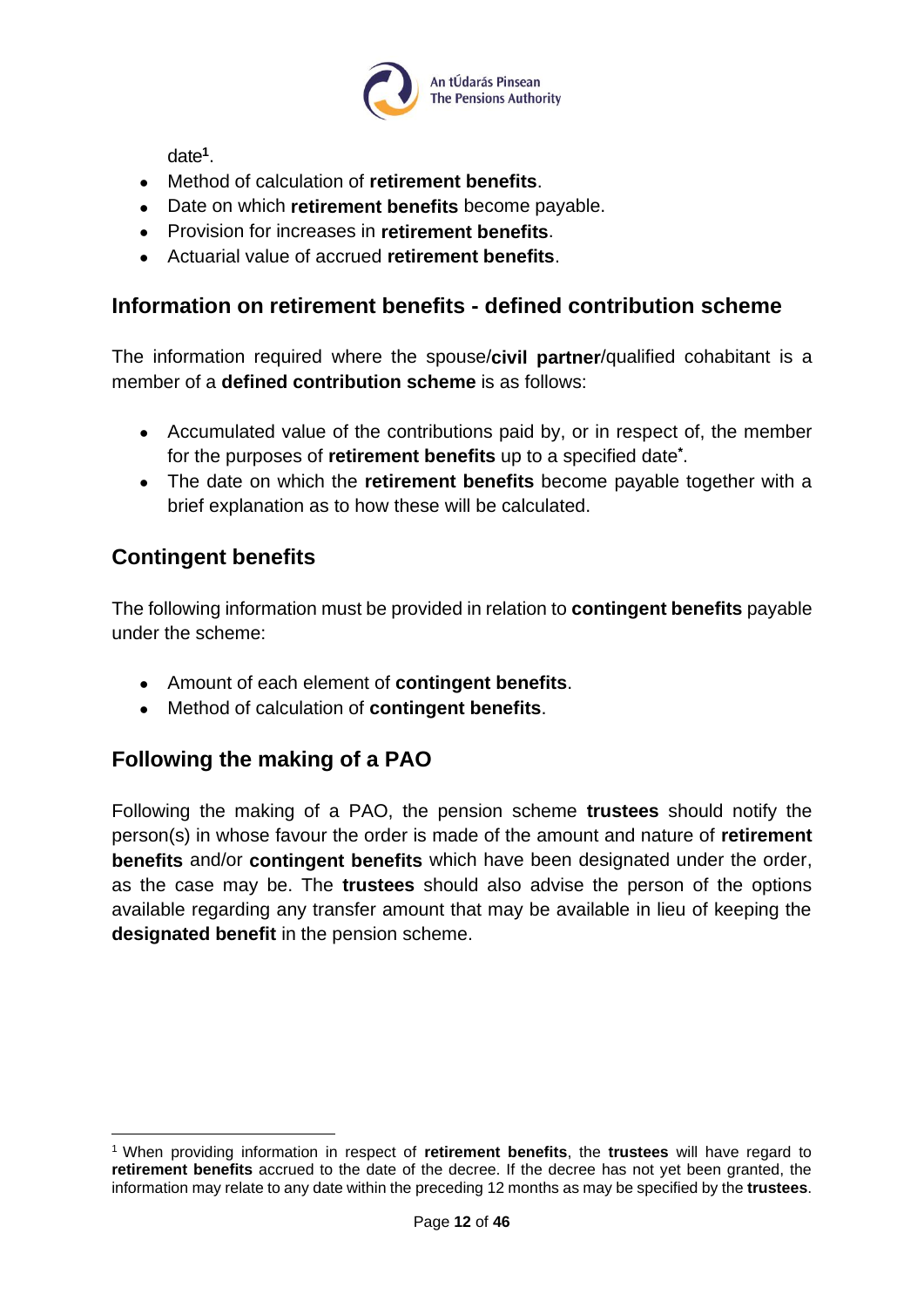date[1].

- Method of calculation of **retirement benefits**.
- Date on which **retirement benefits** become payable.
- Provision for increases in **retirement benefits**.
- Actuarial value of accrued **retirement benefits**.

## Information on retirement benefits - defined contribution scheme

The information required where the spouse/**civil partner**/qualified cohabitant is a member of a **defined contribution scheme** is as follows:

- Accumulated value of the contributions paid by, or in respect of, the member for the purposes of **retirement benefits** up to a specified date*.
- The date on which the **retirement benefits** become payable together with a brief explanation as to how these will be calculated.

## Contingent benefits

The following information must be provided in relation to **contingent benefits** payable under the scheme:

- Amount of each element of **contingent benefits**.
- Method of calculation of **contingent benefits**.

## Following the making of a PAO

Following the making of a PAO, the pension scheme **trustees** should notify the person(s) in whose favour the order is made of the amount and nature of **retirement benefits** and/or **contingent benefits** which have been designated under the order, as the case may be. The **trustees** should also advise the person of the options available regarding any transfer amount that may be available in lieu of keeping the **designated benefit** in the pension scheme.

---

[1] When providing information in respect of **retirement benefits**, the **trustees** will have regard to **retirement benefits** accrued to the date of the decree. If the decree has not yet been granted, the information may relate to any date within the preceding 12 months as may be specified by the **trustees**.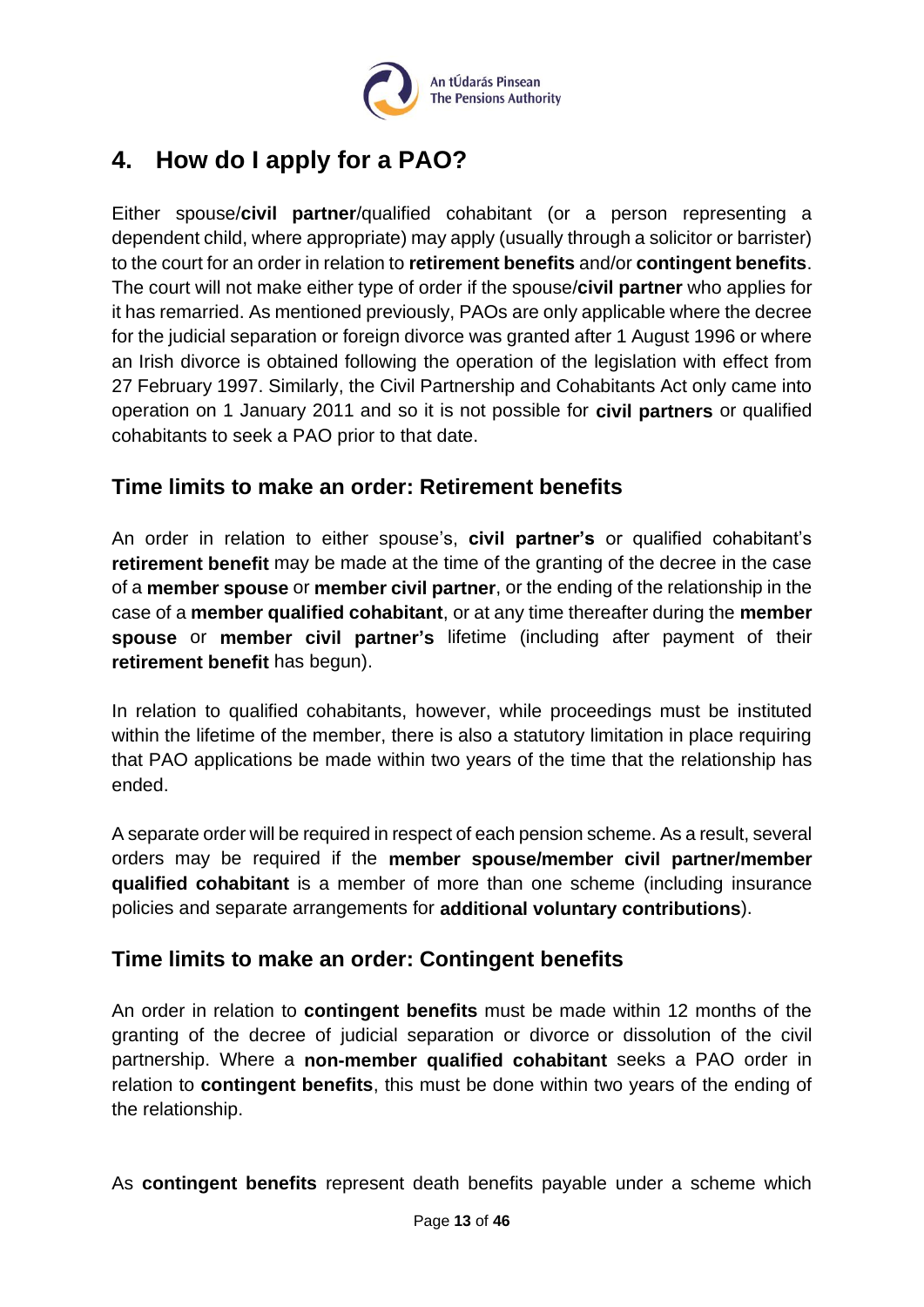## 4. How do I apply for a PAO?

Either spouse/**civil partner**/qualified cohabitant (or a person representing a dependent child, where appropriate) may apply (usually through a solicitor or barrister) to the court for an order in relation to **retirement benefits** and/or **contingent benefits**. The court will not make either type of order if the spouse/**civil partner** who applies for it has remarried. As mentioned previously, PAOs are only applicable where the decree for the judicial separation or foreign divorce was granted after 1 August 1996 or where an Irish divorce is obtained following the operation of the legislation with effect from 27 February 1997. Similarly, the Civil Partnership and Cohabitants Act only came into operation on 1 January 2011 and so it is not possible for **civil partners** or qualified cohabitants to seek a PAO prior to that date.

### Time limits to make an order: Retirement benefits

An order in relation to either spouse's, **civil partner's** or qualified cohabitant's **retirement benefit** may be made at the time of the granting of the decree in the case of a **member spouse** or **member civil partner**, or the ending of the relationship in the case of a **member qualified cohabitant**, or at any time thereafter during the **member spouse** or **member civil partner's** lifetime (including after payment of their **retirement benefit** has begun).

In relation to qualified cohabitants, however, while proceedings must be instituted within the lifetime of the member, there is also a statutory limitation in place requiring that PAO applications be made within two years of the time that the relationship has ended.

A separate order will be required in respect of each pension scheme. As a result, several orders may be required if the **member spouse/member civil partner/member qualified cohabitant** is a member of more than one scheme (including insurance policies and separate arrangements for **additional voluntary contributions**).

### Time limits to make an order: Contingent benefits

An order in relation to **contingent benefits** must be made within 12 months of the granting of the decree of judicial separation or divorce or dissolution of the civil partnership. Where a **non-member qualified cohabitant** seeks a PAO order in relation to **contingent benefits**, this must be done within two years of the ending of the relationship.

As **contingent benefits** represent death benefits payable under a scheme which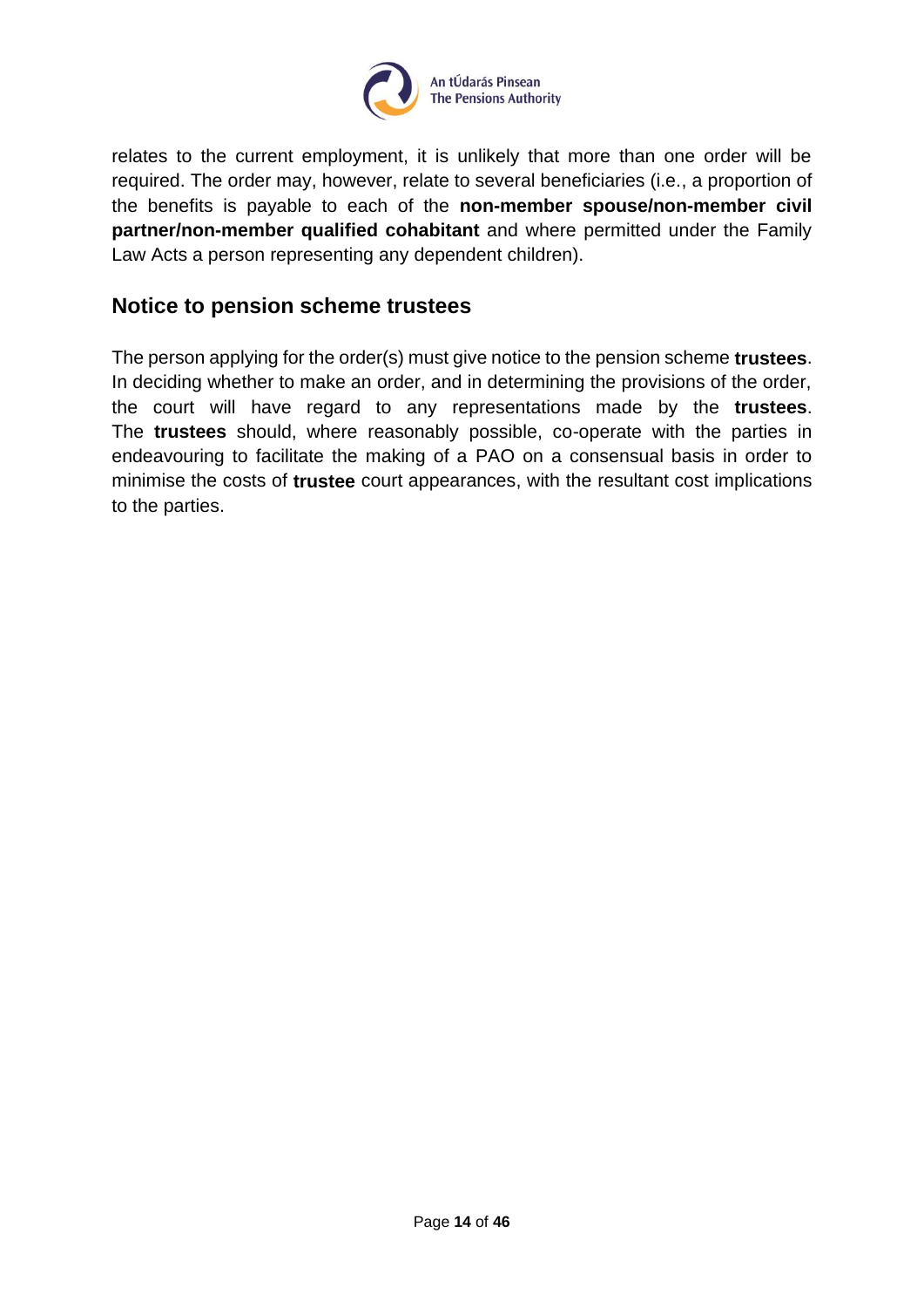relates to the current employment, it is unlikely that more than one order will be required. The order may, however, relate to several beneficiaries (i.e., a proportion of the benefits is payable to each of the **non-member spouse/non-member civil partner/non-member qualified cohabitant** and where permitted under the Family Law Acts a person representing any dependent children).

## Notice to pension scheme trustees

The person applying for the order(s) must give notice to the pension scheme **trustees**. In deciding whether to make an order, and in determining the provisions of the order, the court will have regard to any representations made by the **trustees**. The **trustees** should, where reasonably possible, co-operate with the parties in endeavouring to facilitate the making of a PAO on a consensual basis in order to minimise the costs of **trustee** court appearances, with the resultant cost implications to the parties.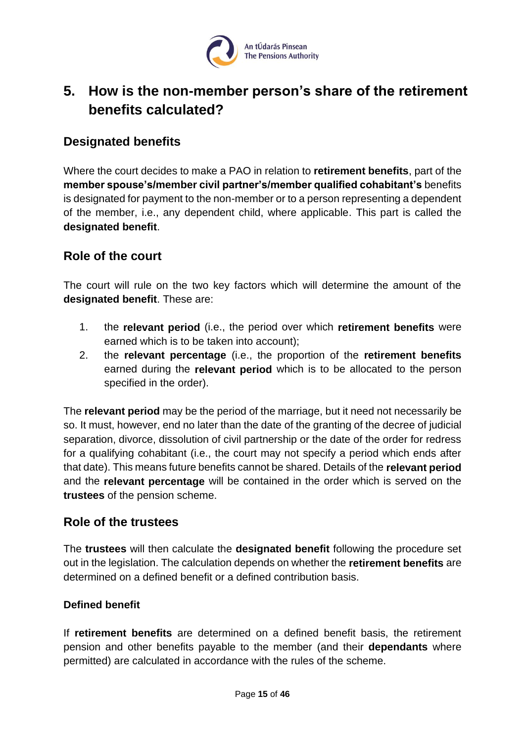## 5. How is the non-member person's share of the retirement benefits calculated?

### Designated benefits

Where the court decides to make a PAO in relation to **retirement benefits**, part of the **member spouse's/member civil partner's/member qualified cohabitant's** benefits is designated for payment to the non-member or to a person representing a dependent of the member, i.e., any dependent child, where applicable. This part is called the **designated benefit**.

### Role of the court

The court will rule on the two key factors which will determine the amount of the **designated benefit**. These are:

1. the **relevant period** (i.e., the period over which **retirement benefits** were earned which is to be taken into account);
2. the **relevant percentage** (i.e., the proportion of the **retirement benefits** earned during the **relevant period** which is to be allocated to the person specified in the order).

The **relevant period** may be the period of the marriage, but it need not necessarily be so. It must, however, end no later than the date of the granting of the decree of judicial separation, divorce, dissolution of civil partnership or the date of the order for redress for a qualifying cohabitant (i.e., the court may not specify a period which ends after that date). This means future benefits cannot be shared. Details of the **relevant period** and the **relevant percentage** will be contained in the order which is served on the **trustees** of the pension scheme.

### Role of the trustees

The **trustees** will then calculate the **designated benefit** following the procedure set out in the legislation. The calculation depends on whether the **retirement benefits** are determined on a defined benefit or a defined contribution basis.

#### Defined benefit

If **retirement benefits** are determined on a defined benefit basis, the retirement pension and other benefits payable to the member (and their **dependants** where permitted) are calculated in accordance with the rules of the scheme.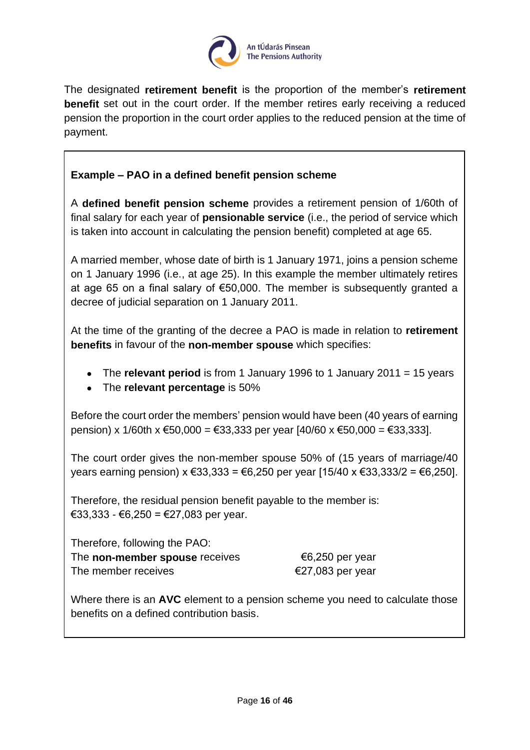The designated **retirement benefit** is the proportion of the member's **retirement benefit** set out in the court order. If the member retires early receiving a reduced pension the proportion in the court order applies to the reduced pension at the time of payment.

**Example – PAO in a defined benefit pension scheme**

A **defined benefit pension scheme** provides a retirement pension of 1/60th of final salary for each year of **pensionable service** (i.e., the period of service which is taken into account in calculating the pension benefit) completed at age 65.

A married member, whose date of birth is 1 January 1971, joins a pension scheme on 1 January 1996 (i.e., at age 25). In this example the member ultimately retires at age 65 on a final salary of €50,000. The member is subsequently granted a decree of judicial separation on 1 January 2011.

At the time of the granting of the decree a PAO is made in relation to **retirement benefits** in favour of the **non-member spouse** which specifies:

- The **relevant period** is from 1 January 1996 to 1 January 2011 = 15 years
- The **relevant percentage** is 50%

Before the court order the members' pension would have been (40 years of earning pension) x 1/60th x €50,000 = €33,333 per year [40/60 x €50,000 = €33,333].

The court order gives the non-member spouse 50% of (15 years of marriage/40 years earning pension) x €33,333 = €6,250 per year [15/40 x €33,333/2 = €6,250].

Therefore, the residual pension benefit payable to the member is:
€33,333 - €6,250 = €27,083 per year.

Therefore, following the PAO:

| | |
|---|---|
| The **non-member spouse** receives | €6,250 per year |
| The member receives | €27,083 per year |

Where there is an **AVC** element to a pension scheme you need to calculate those benefits on a defined contribution basis.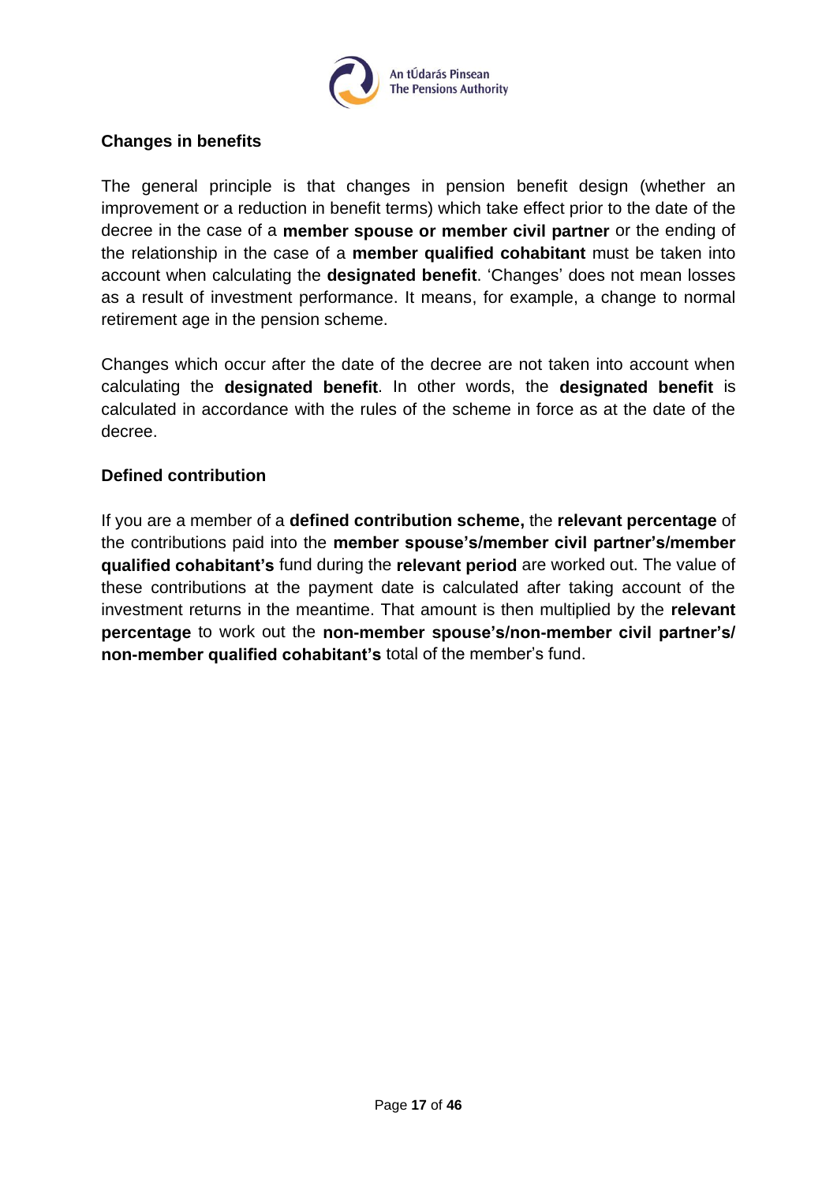## Changes in benefits

The general principle is that changes in pension benefit design (whether an improvement or a reduction in benefit terms) which take effect prior to the date of the decree in the case of a **member spouse or member civil partner** or the ending of the relationship in the case of a **member qualified cohabitant** must be taken into account when calculating the **designated benefit**. 'Changes' does not mean losses as a result of investment performance. It means, for example, a change to normal retirement age in the pension scheme.

Changes which occur after the date of the decree are not taken into account when calculating the **designated benefit**. In other words, the **designated benefit** is calculated in accordance with the rules of the scheme in force as at the date of the decree.

## Defined contribution

If you are a member of a **defined contribution scheme,** the **relevant percentage** of the contributions paid into the **member spouse's/member civil partner's/member qualified cohabitant's** fund during the **relevant period** are worked out. The value of these contributions at the payment date is calculated after taking account of the investment returns in the meantime. That amount is then multiplied by the **relevant percentage** to work out the **non-member spouse's/non-member civil partner's/ non-member qualified cohabitant's** total of the member's fund.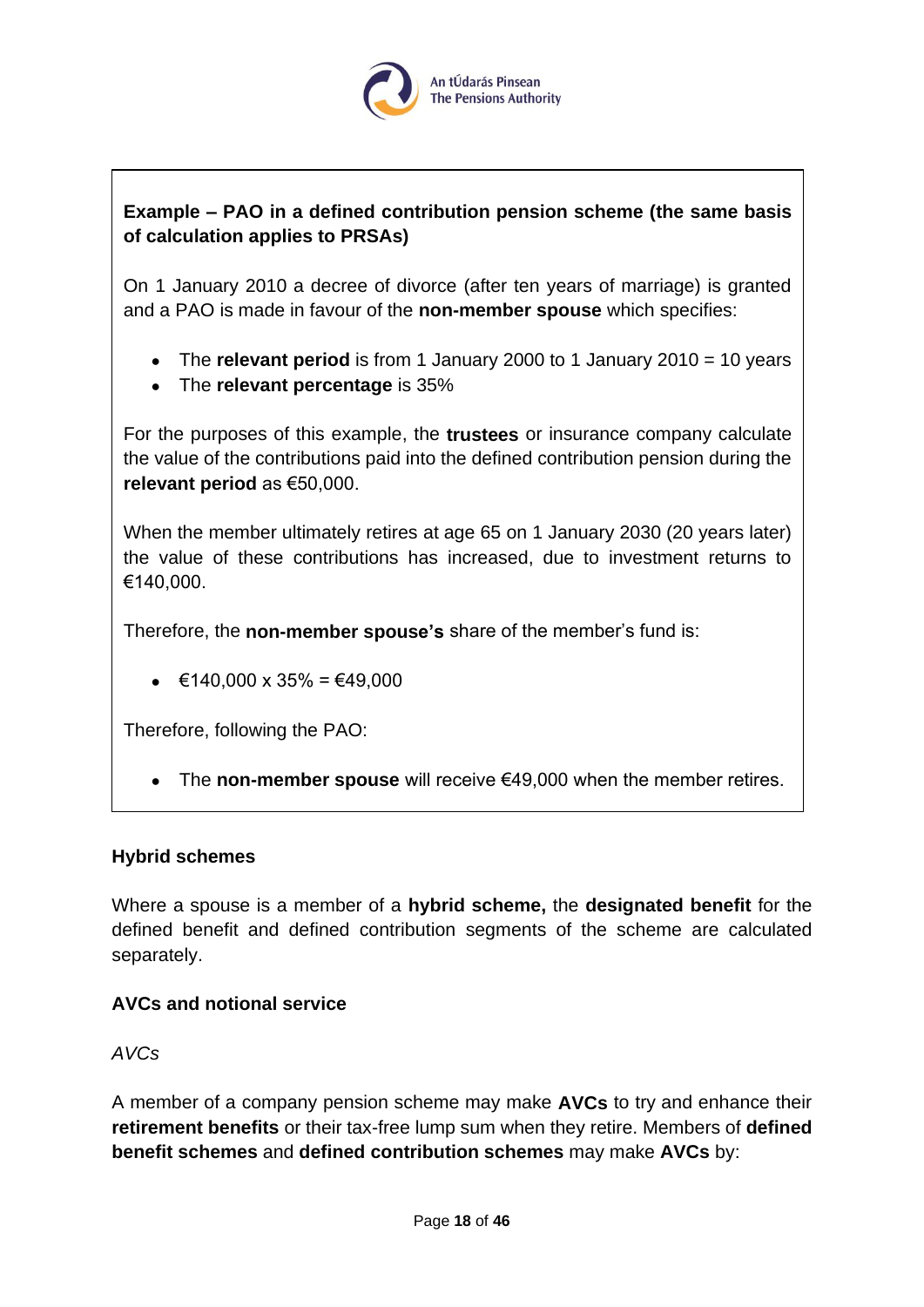**Example – PAO in a defined contribution pension scheme (the same basis of calculation applies to PRSAs)**

On 1 January 2010 a decree of divorce (after ten years of marriage) is granted and a PAO is made in favour of the **non-member spouse** which specifies:

- The **relevant period** is from 1 January 2000 to 1 January 2010 = 10 years
- The **relevant percentage** is 35%

For the purposes of this example, the **trustees** or insurance company calculate the value of the contributions paid into the defined contribution pension during the **relevant period** as €50,000.

When the member ultimately retires at age 65 on 1 January 2030 (20 years later) the value of these contributions has increased, due to investment returns to €140,000.

Therefore, the **non-member spouse's** share of the member's fund is:

- €140,000 x 35% = €49,000

Therefore, following the PAO:

- The **non-member spouse** will receive €49,000 when the member retires.

### Hybrid schemes

Where a spouse is a member of a **hybrid scheme,** the **designated benefit** for the defined benefit and defined contribution segments of the scheme are calculated separately.

### AVCs and notional service

*AVCs*

A member of a company pension scheme may make **AVCs** to try and enhance their **retirement benefits** or their tax-free lump sum when they retire. Members of **defined benefit schemes** and **defined contribution schemes** may make **AVCs** by: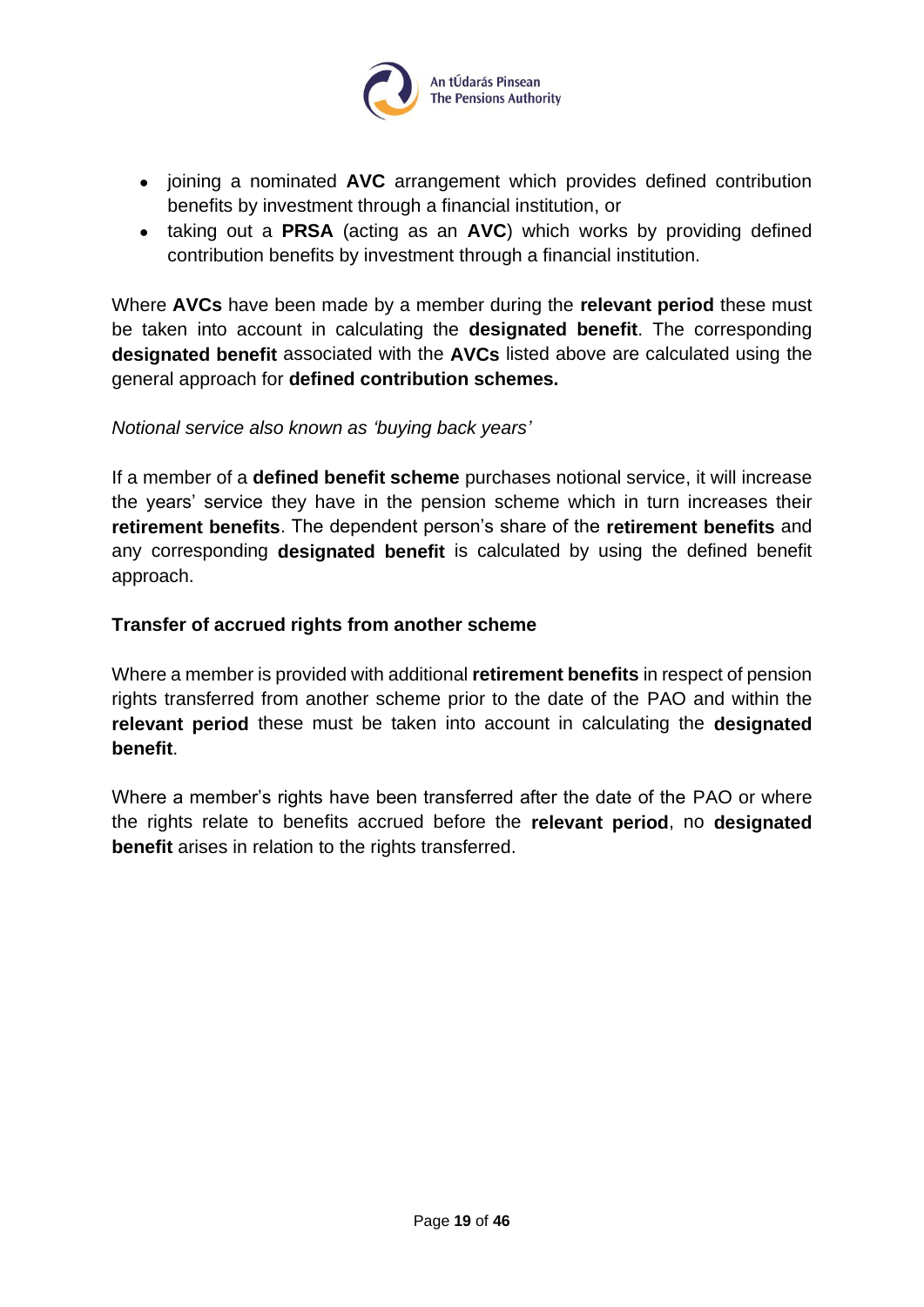- joining a nominated **AVC** arrangement which provides defined contribution benefits by investment through a financial institution, or
- taking out a **PRSA** (acting as an **AVC**) which works by providing defined contribution benefits by investment through a financial institution.

Where **AVCs** have been made by a member during the **relevant period** these must be taken into account in calculating the **designated benefit**. The corresponding **designated benefit** associated with the **AVCs** listed above are calculated using the general approach for **defined contribution schemes.**

*Notional service also known as 'buying back years'*

If a member of a **defined benefit scheme** purchases notional service, it will increase the years' service they have in the pension scheme which in turn increases their **retirement benefits**. The dependent person's share of the **retirement benefits** and any corresponding **designated benefit** is calculated by using the defined benefit approach.

**Transfer of accrued rights from another scheme**

Where a member is provided with additional **retirement benefits** in respect of pension rights transferred from another scheme prior to the date of the PAO and within the **relevant period** these must be taken into account in calculating the **designated benefit**.

Where a member's rights have been transferred after the date of the PAO or where the rights relate to benefits accrued before the **relevant period**, no **designated benefit** arises in relation to the rights transferred.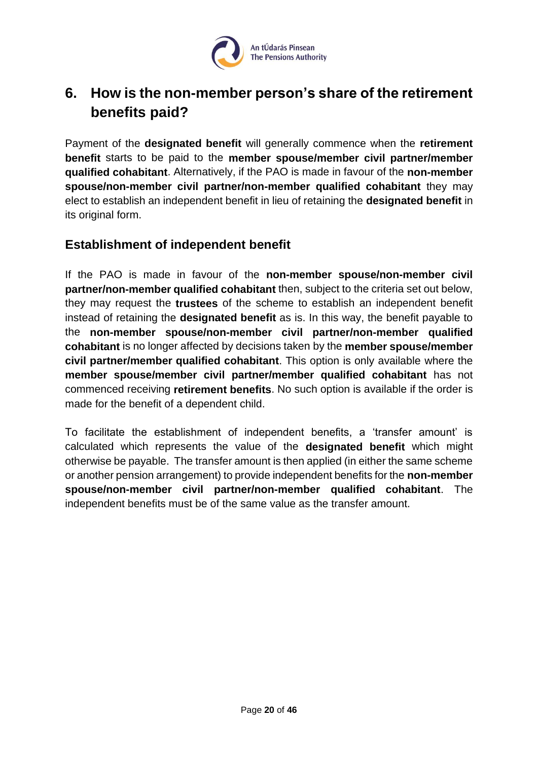## 6. How is the non-member person's share of the retirement benefits paid?

Payment of the **designated benefit** will generally commence when the **retirement benefit** starts to be paid to the **member spouse/member civil partner/member qualified cohabitant**. Alternatively, if the PAO is made in favour of the **non-member spouse/non-member civil partner/non-member qualified cohabitant** they may elect to establish an independent benefit in lieu of retaining the **designated benefit** in its original form.

### Establishment of independent benefit

If the PAO is made in favour of the **non-member spouse/non-member civil partner/non-member qualified cohabitant** then, subject to the criteria set out below, they may request the **trustees** of the scheme to establish an independent benefit instead of retaining the **designated benefit** as is. In this way, the benefit payable to the **non-member spouse/non-member civil partner/non-member qualified cohabitant** is no longer affected by decisions taken by the **member spouse/member civil partner/member qualified cohabitant**. This option is only available where the **member spouse/member civil partner/member qualified cohabitant** has not commenced receiving **retirement benefits**. No such option is available if the order is made for the benefit of a dependent child.

To facilitate the establishment of independent benefits, a 'transfer amount' is calculated which represents the value of the **designated benefit** which might otherwise be payable. The transfer amount is then applied (in either the same scheme or another pension arrangement) to provide independent benefits for the **non-member spouse/non-member civil partner/non-member qualified cohabitant**. The independent benefits must be of the same value as the transfer amount.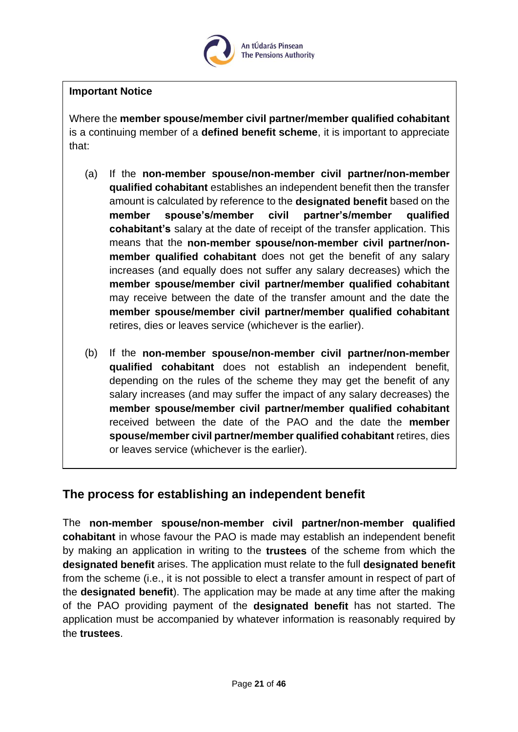**Important Notice**

Where the **member spouse/member civil partner/member qualified cohabitant** is a continuing member of a **defined benefit scheme**, it is important to appreciate that:

(a) If the **non-member spouse/non-member civil partner/non-member qualified cohabitant** establishes an independent benefit then the transfer amount is calculated by reference to the **designated benefit** based on the **member spouse's/member civil partner's/member qualified cohabitant's** salary at the date of receipt of the transfer application. This means that the **non-member spouse/non-member civil partner/non-member qualified cohabitant** does not get the benefit of any salary increases (and equally does not suffer any salary decreases) which the **member spouse/member civil partner/member qualified cohabitant** may receive between the date of the transfer amount and the date the **member spouse/member civil partner/member qualified cohabitant** retires, dies or leaves service (whichever is the earlier).

(b) If the **non-member spouse/non-member civil partner/non-member qualified cohabitant** does not establish an independent benefit, depending on the rules of the scheme they may get the benefit of any salary increases (and may suffer the impact of any salary decreases) the **member spouse/member civil partner/member qualified cohabitant** received between the date of the PAO and the date the **member spouse/member civil partner/member qualified cohabitant** retires, dies or leaves service (whichever is the earlier).

## The process for establishing an independent benefit

The **non-member spouse/non-member civil partner/non-member qualified cohabitant** in whose favour the PAO is made may establish an independent benefit by making an application in writing to the **trustees** of the scheme from which the **designated benefit** arises. The application must relate to the full **designated benefit** from the scheme (i.e., it is not possible to elect a transfer amount in respect of part of the **designated benefit**). The application may be made at any time after the making of the PAO providing payment of the **designated benefit** has not started. The application must be accompanied by whatever information is reasonably required by the **trustees**.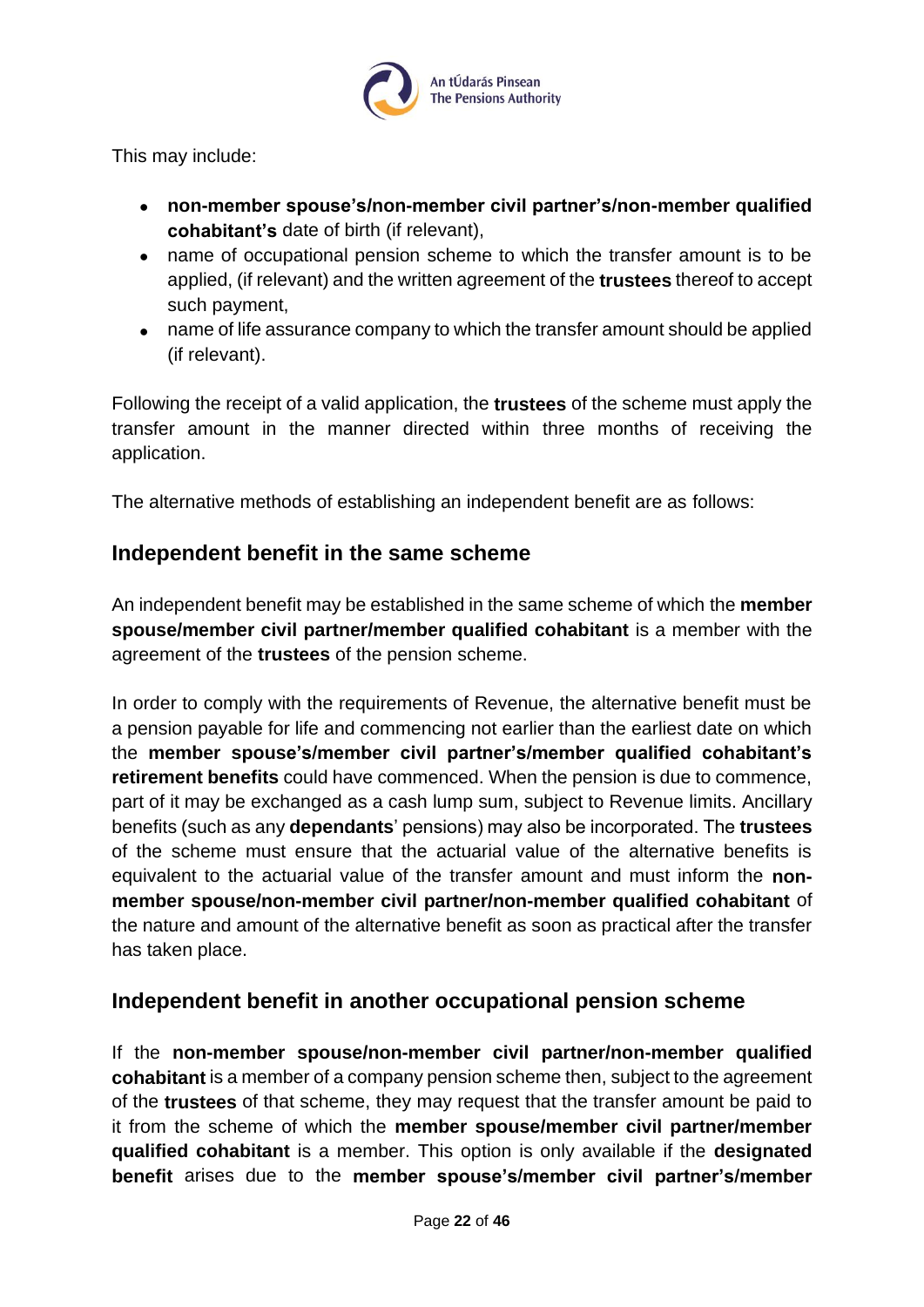This may include:

- **non-member spouse's/non-member civil partner's/non-member qualified cohabitant's** date of birth (if relevant),
- name of occupational pension scheme to which the transfer amount is to be applied, (if relevant) and the written agreement of the **trustees** thereof to accept such payment,
- name of life assurance company to which the transfer amount should be applied (if relevant).

Following the receipt of a valid application, the **trustees** of the scheme must apply the transfer amount in the manner directed within three months of receiving the application.

The alternative methods of establishing an independent benefit are as follows:

## Independent benefit in the same scheme

An independent benefit may be established in the same scheme of which the **member spouse/member civil partner/member qualified cohabitant** is a member with the agreement of the **trustees** of the pension scheme.

In order to comply with the requirements of Revenue, the alternative benefit must be a pension payable for life and commencing not earlier than the earliest date on which the **member spouse's/member civil partner's/member qualified cohabitant's retirement benefits** could have commenced. When the pension is due to commence, part of it may be exchanged as a cash lump sum, subject to Revenue limits. Ancillary benefits (such as any **dependants**' pensions) may also be incorporated. The **trustees** of the scheme must ensure that the actuarial value of the alternative benefits is equivalent to the actuarial value of the transfer amount and must inform the **non-member spouse/non-member civil partner/non-member qualified cohabitant** of the nature and amount of the alternative benefit as soon as practical after the transfer has taken place.

## Independent benefit in another occupational pension scheme

If the **non-member spouse/non-member civil partner/non-member qualified cohabitant** is a member of a company pension scheme then, subject to the agreement of the **trustees** of that scheme, they may request that the transfer amount be paid to it from the scheme of which the **member spouse/member civil partner/member qualified cohabitant** is a member. This option is only available if the **designated benefit** arises due to the **member spouse's/member civil partner's/member**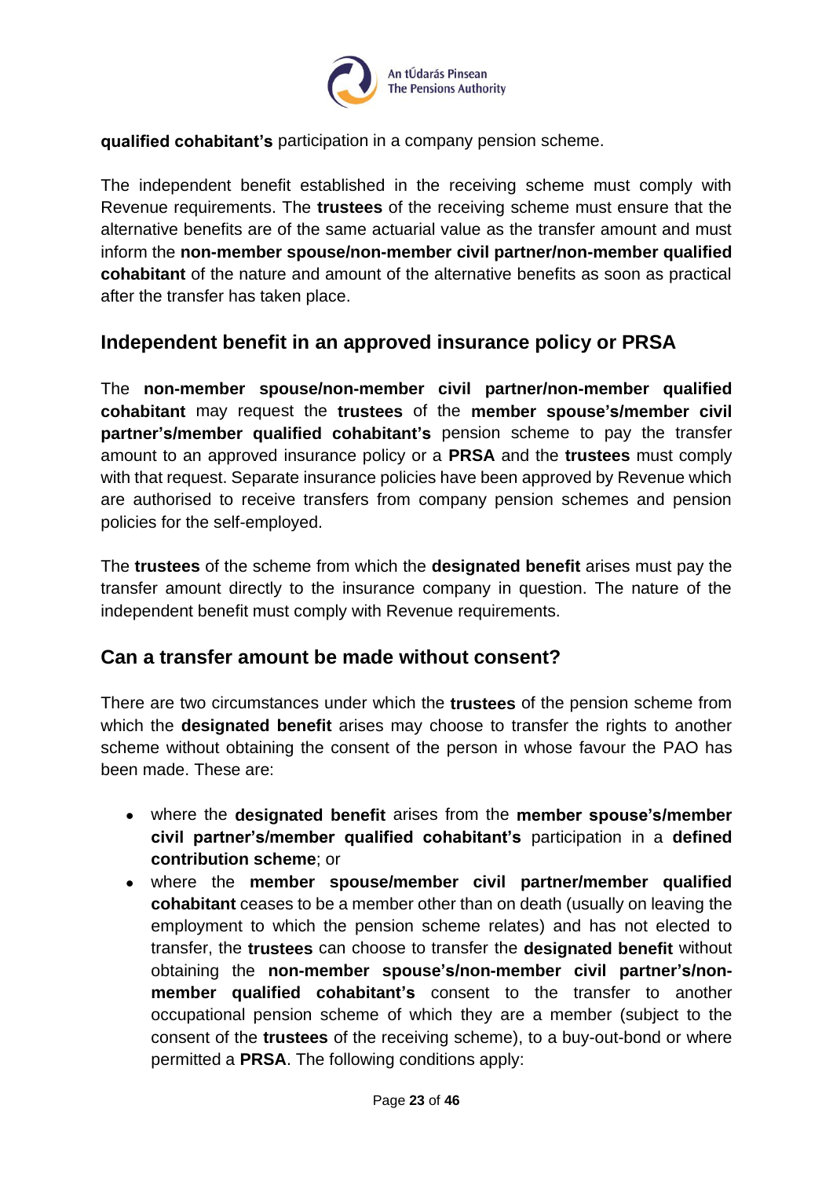**qualified cohabitant's** participation in a company pension scheme.

The independent benefit established in the receiving scheme must comply with Revenue requirements. The **trustees** of the receiving scheme must ensure that the alternative benefits are of the same actuarial value as the transfer amount and must inform the **non-member spouse/non-member civil partner/non-member qualified cohabitant** of the nature and amount of the alternative benefits as soon as practical after the transfer has taken place.

## Independent benefit in an approved insurance policy or PRSA

The **non-member spouse/non-member civil partner/non-member qualified cohabitant** may request the **trustees** of the **member spouse's/member civil partner's/member qualified cohabitant's** pension scheme to pay the transfer amount to an approved insurance policy or a **PRSA** and the **trustees** must comply with that request. Separate insurance policies have been approved by Revenue which are authorised to receive transfers from company pension schemes and pension policies for the self-employed.

The **trustees** of the scheme from which the **designated benefit** arises must pay the transfer amount directly to the insurance company in question. The nature of the independent benefit must comply with Revenue requirements.

## Can a transfer amount be made without consent?

There are two circumstances under which the **trustees** of the pension scheme from which the **designated benefit** arises may choose to transfer the rights to another scheme without obtaining the consent of the person in whose favour the PAO has been made. These are:

- where the **designated benefit** arises from the **member spouse's/member civil partner's/member qualified cohabitant's** participation in a **defined contribution scheme**; or
- where the **member spouse/member civil partner/member qualified cohabitant** ceases to be a member other than on death (usually on leaving the employment to which the pension scheme relates) and has not elected to transfer, the **trustees** can choose to transfer the **designated benefit** without obtaining the **non-member spouse's/non-member civil partner's/non-member qualified cohabitant's** consent to the transfer to another occupational pension scheme of which they are a member (subject to the consent of the **trustees** of the receiving scheme), to a buy-out-bond or where permitted a **PRSA**. The following conditions apply: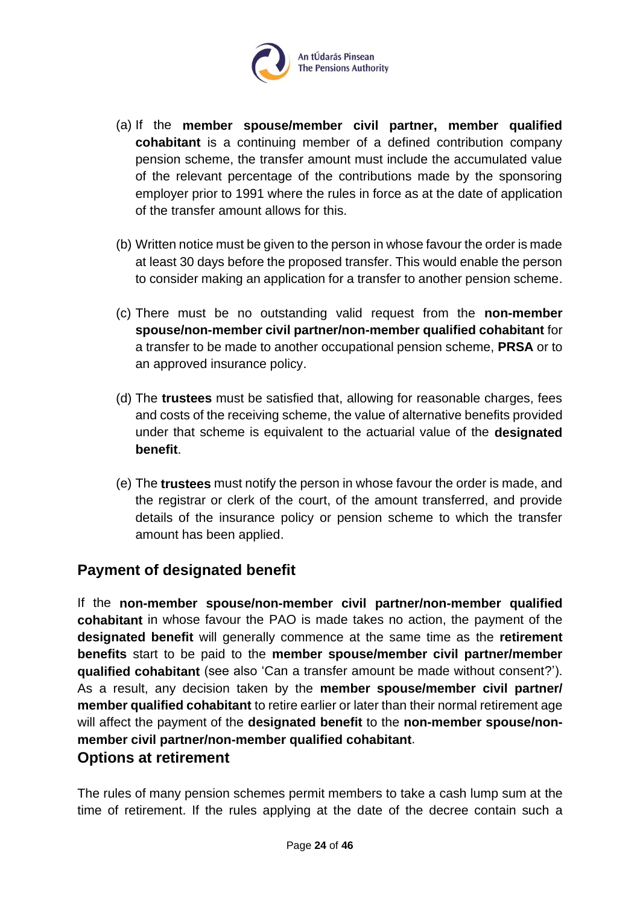(a) If the **member spouse/member civil partner, member qualified cohabitant** is a continuing member of a defined contribution company pension scheme, the transfer amount must include the accumulated value of the relevant percentage of the contributions made by the sponsoring employer prior to 1991 where the rules in force as at the date of application of the transfer amount allows for this.

(b) Written notice must be given to the person in whose favour the order is made at least 30 days before the proposed transfer. This would enable the person to consider making an application for a transfer to another pension scheme.

(c) There must be no outstanding valid request from the **non-member spouse/non-member civil partner/non-member qualified cohabitant** for a transfer to be made to another occupational pension scheme, **PRSA** or to an approved insurance policy.

(d) The **trustees** must be satisfied that, allowing for reasonable charges, fees and costs of the receiving scheme, the value of alternative benefits provided under that scheme is equivalent to the actuarial value of the **designated benefit**.

(e) The **trustees** must notify the person in whose favour the order is made, and the registrar or clerk of the court, of the amount transferred, and provide details of the insurance policy or pension scheme to which the transfer amount has been applied.

## Payment of designated benefit

If the **non-member spouse/non-member civil partner/non-member qualified cohabitant** in whose favour the PAO is made takes no action, the payment of the **designated benefit** will generally commence at the same time as the **retirement benefits** start to be paid to the **member spouse/member civil partner/member qualified cohabitant** (see also 'Can a transfer amount be made without consent?'). As a result, any decision taken by the **member spouse/member civil partner/ member qualified cohabitant** to retire earlier or later than their normal retirement age will affect the payment of the **designated benefit** to the **non-member spouse/non-member civil partner/non-member qualified cohabitant**.

## Options at retirement

The rules of many pension schemes permit members to take a cash lump sum at the time of retirement. If the rules applying at the date of the decree contain such a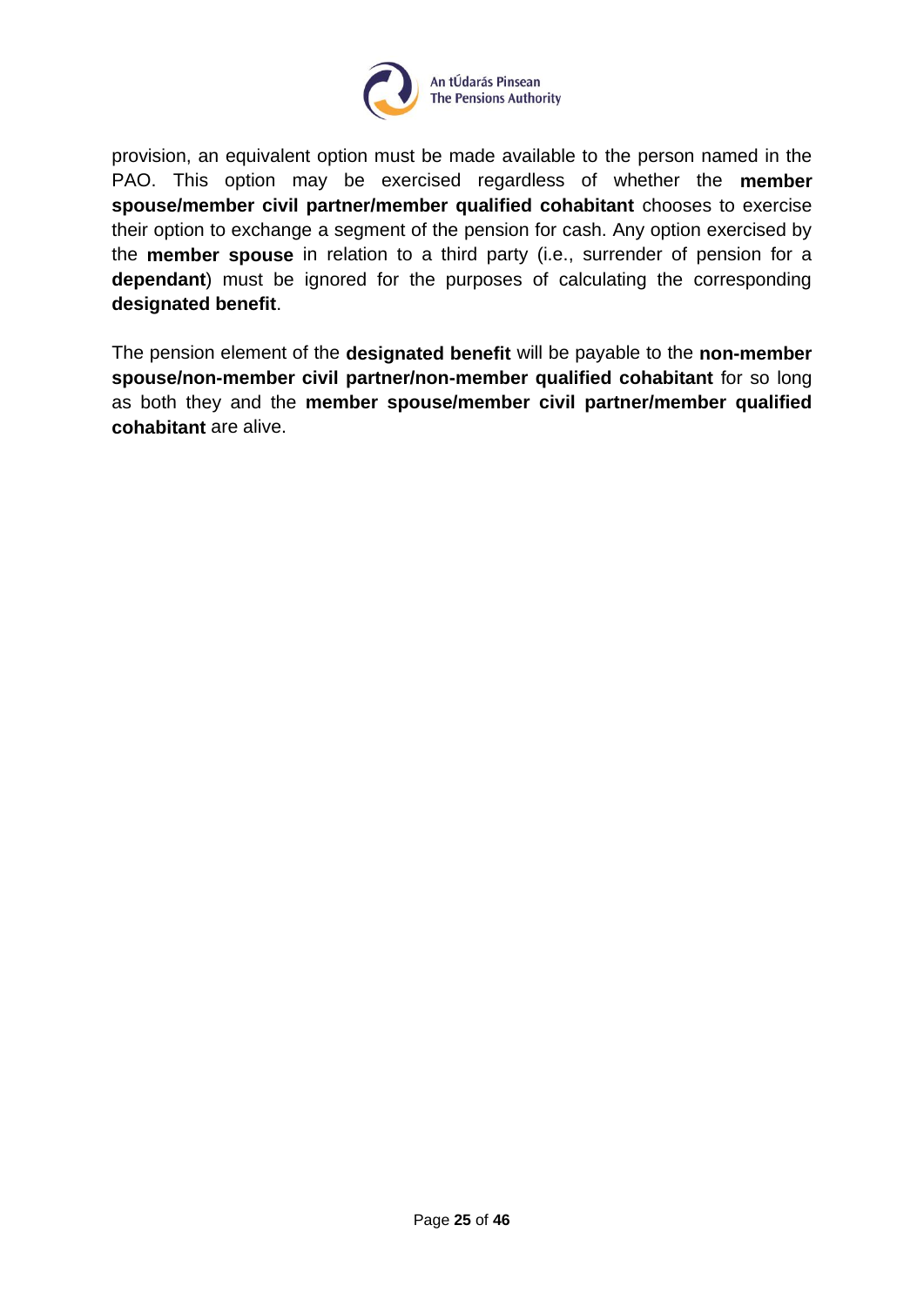provision, an equivalent option must be made available to the person named in the PAO. This option may be exercised regardless of whether the **member spouse/member civil partner/member qualified cohabitant** chooses to exercise their option to exchange a segment of the pension for cash. Any option exercised by the **member spouse** in relation to a third party (i.e., surrender of pension for a **dependant**) must be ignored for the purposes of calculating the corresponding **designated benefit**.

The pension element of the **designated benefit** will be payable to the **non-member spouse/non-member civil partner/non-member qualified cohabitant** for so long as both they and the **member spouse/member civil partner/member qualified cohabitant** are alive.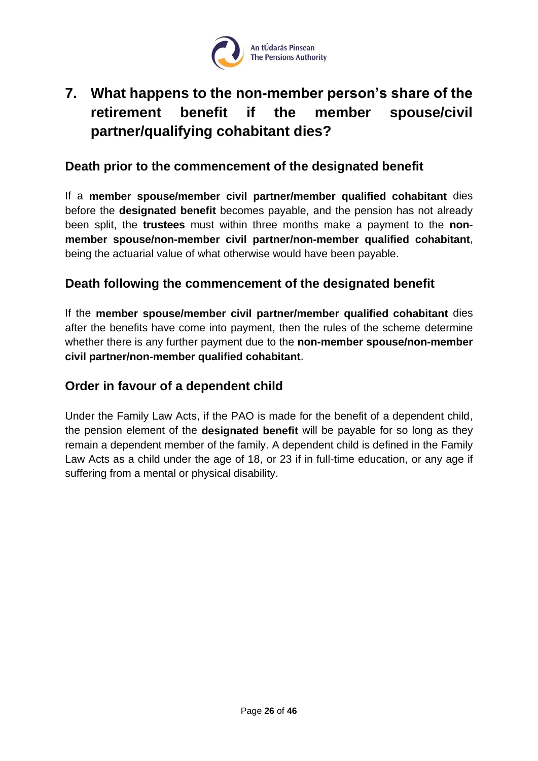## 7. What happens to the non-member person's share of the retirement benefit if the member spouse/civil partner/qualifying cohabitant dies?

### Death prior to the commencement of the designated benefit

If a **member spouse/member civil partner/member qualified cohabitant** dies before the **designated benefit** becomes payable, and the pension has not already been split, the **trustees** must within three months make a payment to the **non-member spouse/non-member civil partner/non-member qualified cohabitant**, being the actuarial value of what otherwise would have been payable.

### Death following the commencement of the designated benefit

If the **member spouse/member civil partner/member qualified cohabitant** dies after the benefits have come into payment, then the rules of the scheme determine whether there is any further payment due to the **non-member spouse/non-member civil partner/non-member qualified cohabitant**.

### Order in favour of a dependent child

Under the Family Law Acts, if the PAO is made for the benefit of a dependent child, the pension element of the **designated benefit** will be payable for so long as they remain a dependent member of the family. A dependent child is defined in the Family Law Acts as a child under the age of 18, or 23 if in full-time education, or any age if suffering from a mental or physical disability.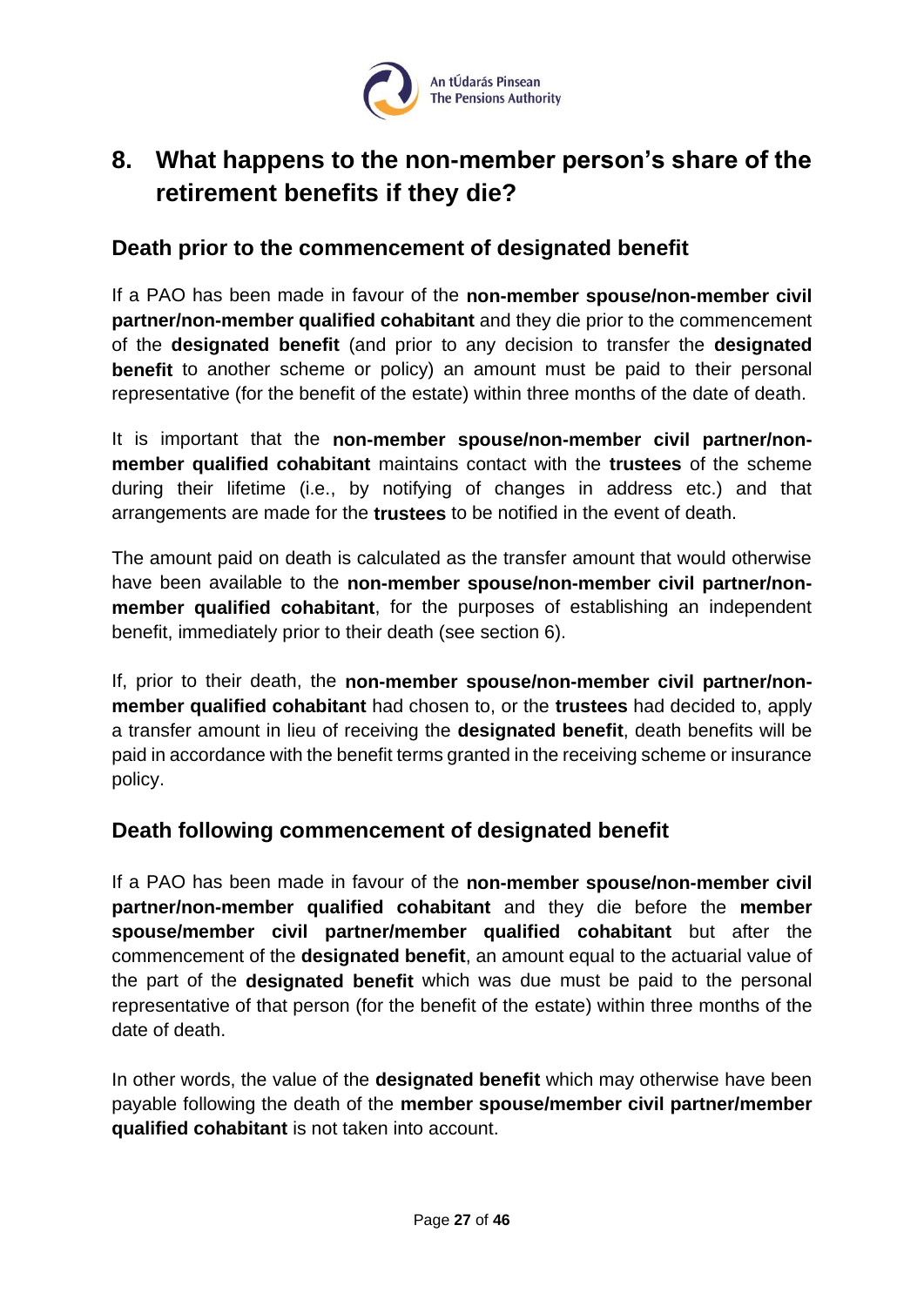## 8. What happens to the non-member person's share of the retirement benefits if they die?

### Death prior to the commencement of designated benefit

If a PAO has been made in favour of the **non-member spouse/non-member civil partner/non-member qualified cohabitant** and they die prior to the commencement of the **designated benefit** (and prior to any decision to transfer the **designated benefit** to another scheme or policy) an amount must be paid to their personal representative (for the benefit of the estate) within three months of the date of death.

It is important that the **non-member spouse/non-member civil partner/non-member qualified cohabitant** maintains contact with the **trustees** of the scheme during their lifetime (i.e., by notifying of changes in address etc.) and that arrangements are made for the **trustees** to be notified in the event of death.

The amount paid on death is calculated as the transfer amount that would otherwise have been available to the **non-member spouse/non-member civil partner/non-member qualified cohabitant**, for the purposes of establishing an independent benefit, immediately prior to their death (see section 6).

If, prior to their death, the **non-member spouse/non-member civil partner/non-member qualified cohabitant** had chosen to, or the **trustees** had decided to, apply a transfer amount in lieu of receiving the **designated benefit**, death benefits will be paid in accordance with the benefit terms granted in the receiving scheme or insurance policy.

### Death following commencement of designated benefit

If a PAO has been made in favour of the **non-member spouse/non-member civil partner/non-member qualified cohabitant** and they die before the **member spouse/member civil partner/member qualified cohabitant** but after the commencement of the **designated benefit**, an amount equal to the actuarial value of the part of the **designated benefit** which was due must be paid to the personal representative of that person (for the benefit of the estate) within three months of the date of death.

In other words, the value of the **designated benefit** which may otherwise have been payable following the death of the **member spouse/member civil partner/member qualified cohabitant** is not taken into account.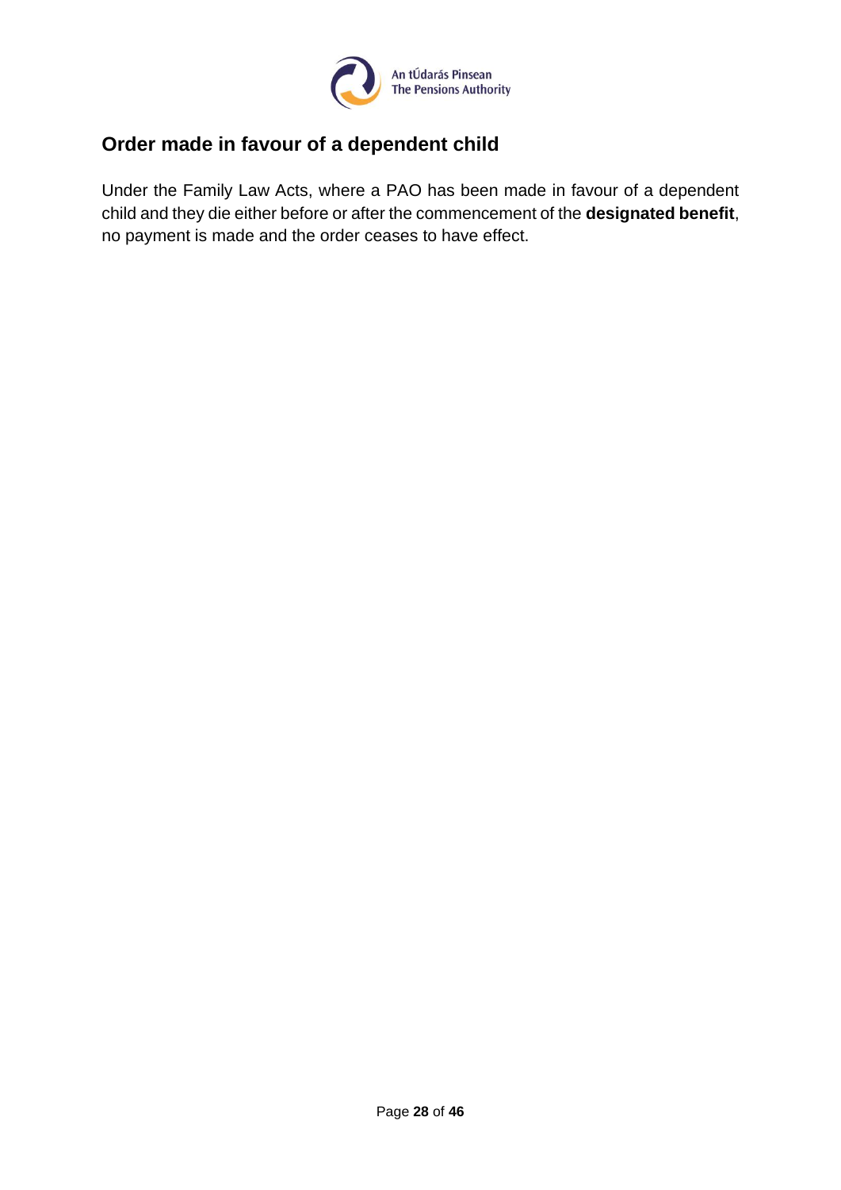## Order made in favour of a dependent child

Under the Family Law Acts, where a PAO has been made in favour of a dependent child and they die either before or after the commencement of the **designated benefit**, no payment is made and the order ceases to have effect.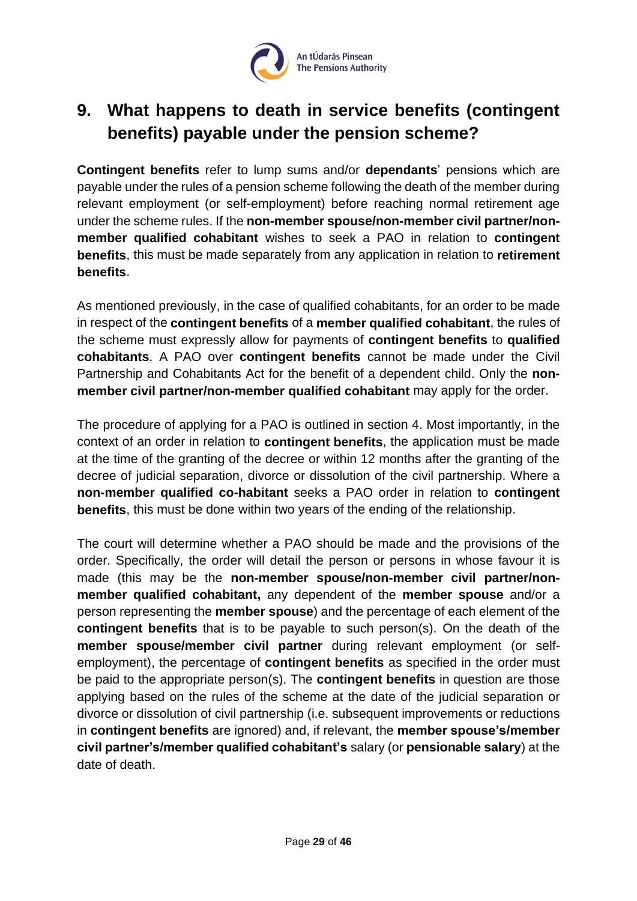## 9. What happens to death in service benefits (contingent benefits) payable under the pension scheme?

**Contingent benefits** refer to lump sums and/or **dependants**' pensions which are payable under the rules of a pension scheme following the death of the member during relevant employment (or self-employment) before reaching normal retirement age under the scheme rules. If the **non-member spouse/non-member civil partner/non-member qualified cohabitant** wishes to seek a PAO in relation to **contingent benefits**, this must be made separately from any application in relation to **retirement benefits**.

As mentioned previously, in the case of qualified cohabitants, for an order to be made in respect of the **contingent benefits** of a **member qualified cohabitant**, the rules of the scheme must expressly allow for payments of **contingent benefits** to **qualified cohabitants**. A PAO over **contingent benefits** cannot be made under the Civil Partnership and Cohabitants Act for the benefit of a dependent child. Only the **non-member civil partner/non-member qualified cohabitant** may apply for the order.

The procedure of applying for a PAO is outlined in section 4. Most importantly, in the context of an order in relation to **contingent benefits**, the application must be made at the time of the granting of the decree or within 12 months after the granting of the decree of judicial separation, divorce or dissolution of the civil partnership. Where a **non-member qualified co-habitant** seeks a PAO order in relation to **contingent benefits**, this must be done within two years of the ending of the relationship.

The court will determine whether a PAO should be made and the provisions of the order. Specifically, the order will detail the person or persons in whose favour it is made (this may be the **non-member spouse/non-member civil partner/non-member qualified cohabitant,** any dependent of the **member spouse** and/or a person representing the **member spouse**) and the percentage of each element of the **contingent benefits** that is to be payable to such person(s). On the death of the **member spouse/member civil partner** during relevant employment (or self-employment), the percentage of **contingent benefits** as specified in the order must be paid to the appropriate person(s). The **contingent benefits** in question are those applying based on the rules of the scheme at the date of the judicial separation or divorce or dissolution of civil partnership (i.e. subsequent improvements or reductions in **contingent benefits** are ignored) and, if relevant, the **member spouse's/member civil partner's/member qualified cohabitant's** salary (or **pensionable salary**) at the date of death.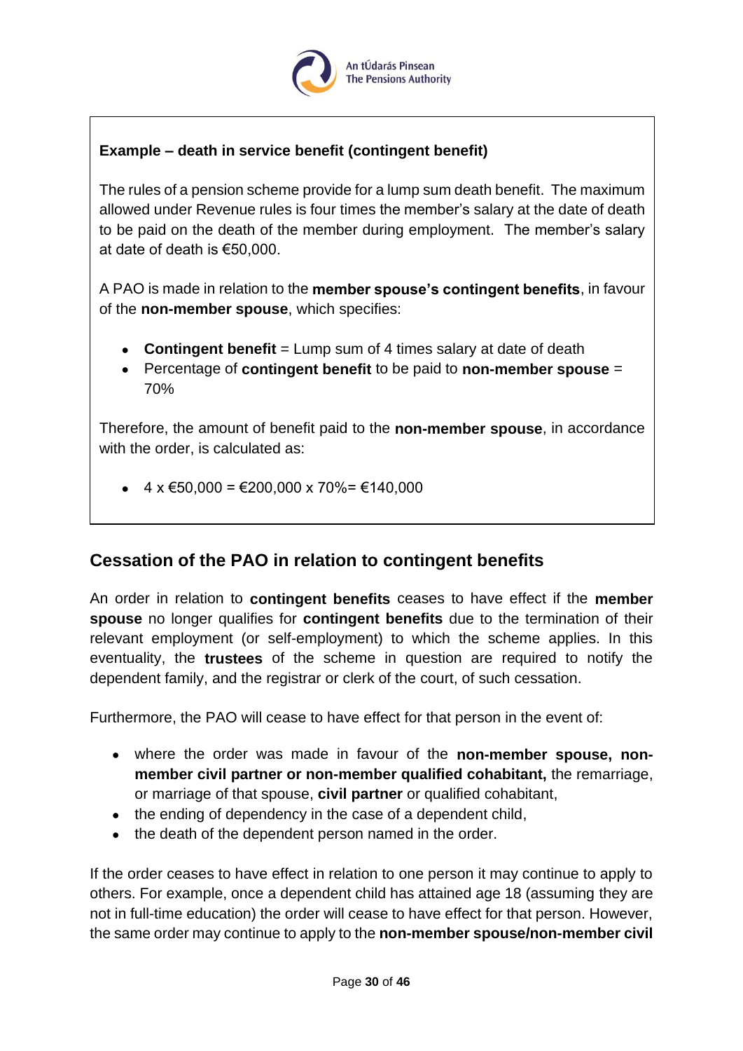**Example – death in service benefit (contingent benefit)**

The rules of a pension scheme provide for a lump sum death benefit. The maximum allowed under Revenue rules is four times the member's salary at the date of death to be paid on the death of the member during employment. The member's salary at date of death is €50,000.

A PAO is made in relation to the **member spouse's contingent benefits**, in favour of the **non-member spouse**, which specifies:

- **Contingent benefit** = Lump sum of 4 times salary at date of death
- Percentage of **contingent benefit** to be paid to **non-member spouse** = 70%

Therefore, the amount of benefit paid to the **non-member spouse**, in accordance with the order, is calculated as:

- 4 x €50,000 = €200,000 x 70%= €140,000

## Cessation of the PAO in relation to contingent benefits

An order in relation to **contingent benefits** ceases to have effect if the **member spouse** no longer qualifies for **contingent benefits** due to the termination of their relevant employment (or self-employment) to which the scheme applies. In this eventuality, the **trustees** of the scheme in question are required to notify the dependent family, and the registrar or clerk of the court, of such cessation.

Furthermore, the PAO will cease to have effect for that person in the event of:

- where the order was made in favour of the **non-member spouse, non-member civil partner or non-member qualified cohabitant,** the remarriage, or marriage of that spouse, **civil partner** or qualified cohabitant,
- the ending of dependency in the case of a dependent child,
- the death of the dependent person named in the order.

If the order ceases to have effect in relation to one person it may continue to apply to others. For example, once a dependent child has attained age 18 (assuming they are not in full-time education) the order will cease to have effect for that person. However, the same order may continue to apply to the **non-member spouse/non-member civil**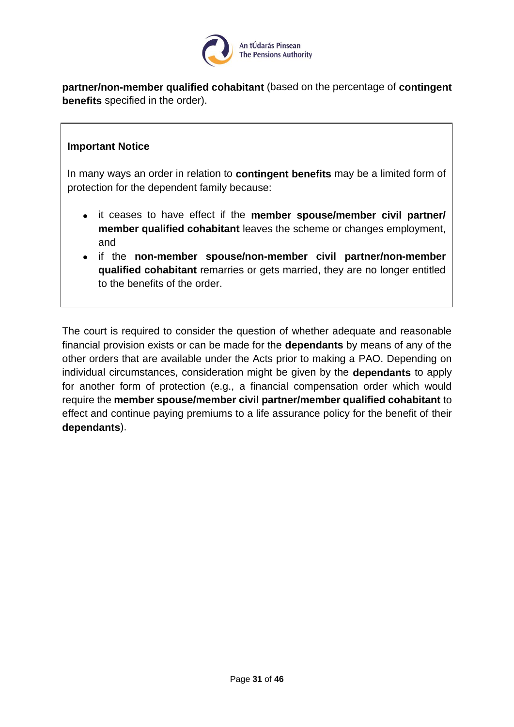**partner/non-member qualified cohabitant** (based on the percentage of **contingent benefits** specified in the order).

> **Important Notice**
>
> In many ways an order in relation to **contingent benefits** may be a limited form of protection for the dependent family because:
>
> - it ceases to have effect if the **member spouse/member civil partner/ member qualified cohabitant** leaves the scheme or changes employment, and
> - if the **non-member spouse/non-member civil partner/non-member qualified cohabitant** remarries or gets married, they are no longer entitled to the benefits of the order.

The court is required to consider the question of whether adequate and reasonable financial provision exists or can be made for the **dependants** by means of any of the other orders that are available under the Acts prior to making a PAO. Depending on individual circumstances, consideration might be given by the **dependants** to apply for another form of protection (e.g., a financial compensation order which would require the **member spouse/member civil partner/member qualified cohabitant** to effect and continue paying premiums to a life assurance policy for the benefit of their **dependants**).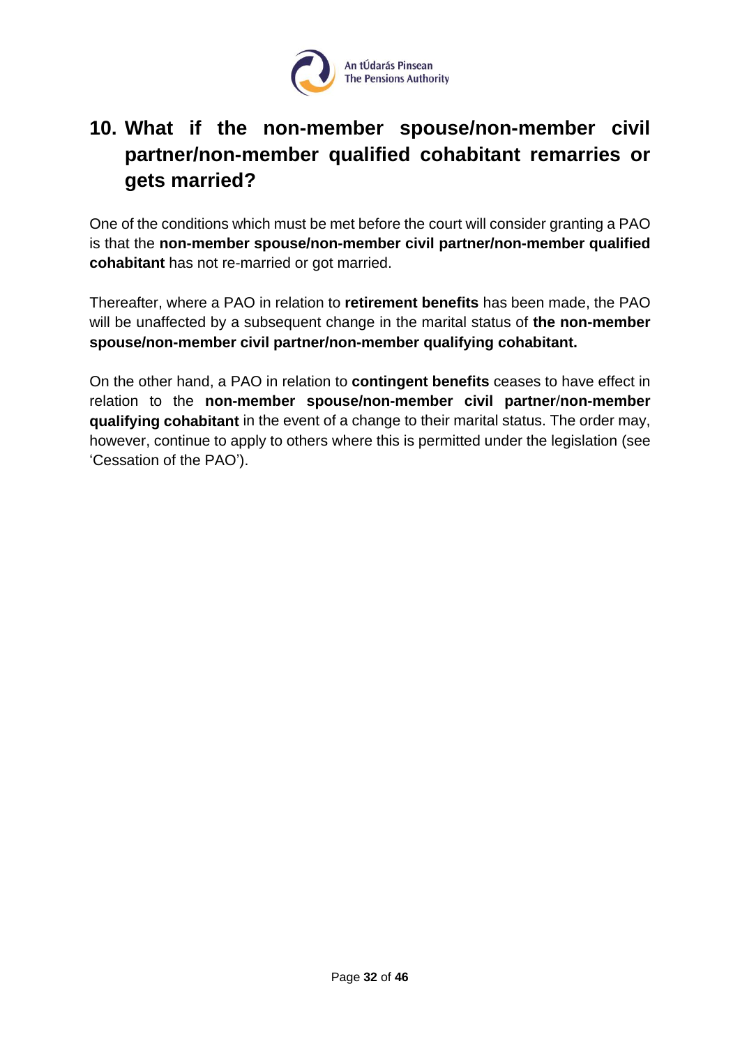## 10. What if the non-member spouse/non-member civil partner/non-member qualified cohabitant remarries or gets married?

One of the conditions which must be met before the court will consider granting a PAO is that the **non-member spouse/non-member civil partner/non-member qualified cohabitant** has not re-married or got married.

Thereafter, where a PAO in relation to **retirement benefits** has been made, the PAO will be unaffected by a subsequent change in the marital status of **the non-member spouse/non-member civil partner/non-member qualifying cohabitant.**

On the other hand, a PAO in relation to **contingent benefits** ceases to have effect in relation to the **non-member spouse/non-member civil partner**/**non-member qualifying cohabitant** in the event of a change to their marital status. The order may, however, continue to apply to others where this is permitted under the legislation (see 'Cessation of the PAO').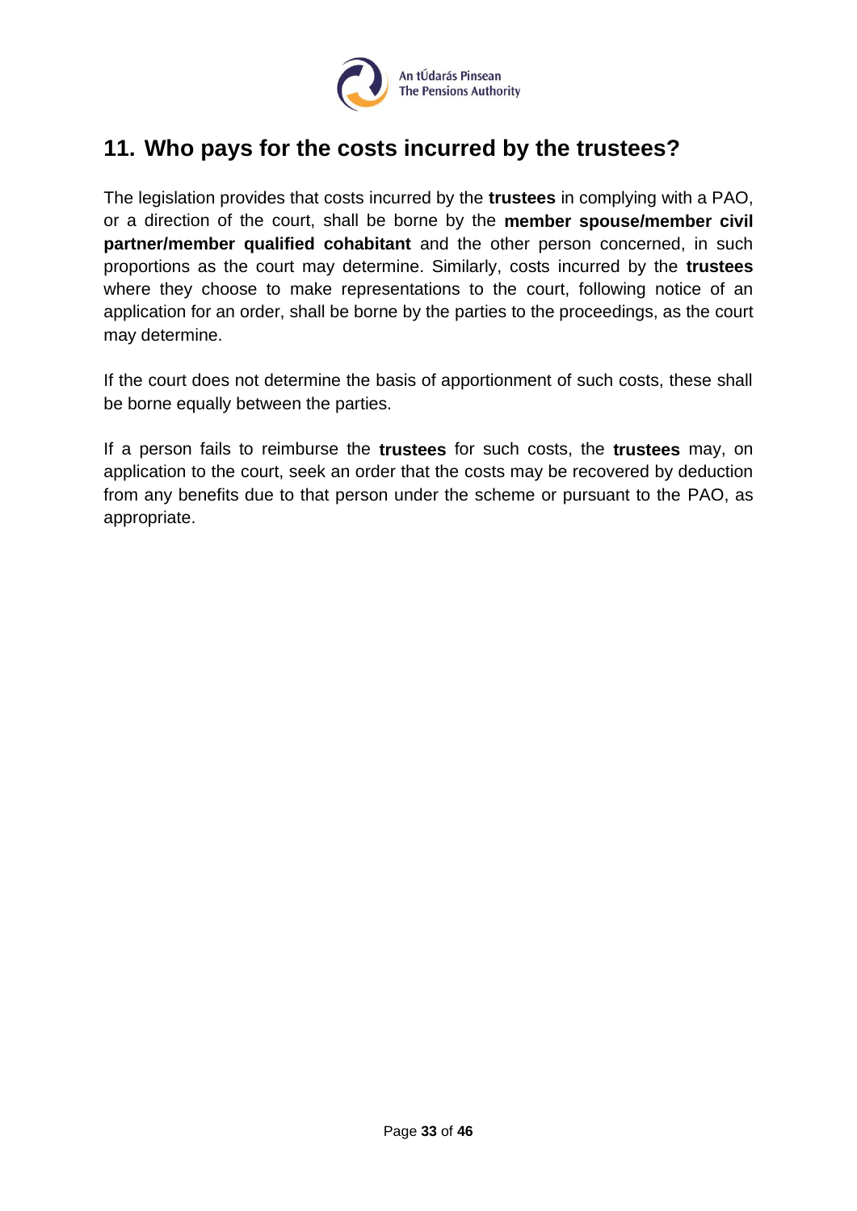## 11. Who pays for the costs incurred by the trustees?

The legislation provides that costs incurred by the **trustees** in complying with a PAO, or a direction of the court, shall be borne by the **member spouse/member civil partner/member qualified cohabitant** and the other person concerned, in such proportions as the court may determine. Similarly, costs incurred by the **trustees** where they choose to make representations to the court, following notice of an application for an order, shall be borne by the parties to the proceedings, as the court may determine.

If the court does not determine the basis of apportionment of such costs, these shall be borne equally between the parties.

If a person fails to reimburse the **trustees** for such costs, the **trustees** may, on application to the court, seek an order that the costs may be recovered by deduction from any benefits due to that person under the scheme or pursuant to the PAO, as appropriate.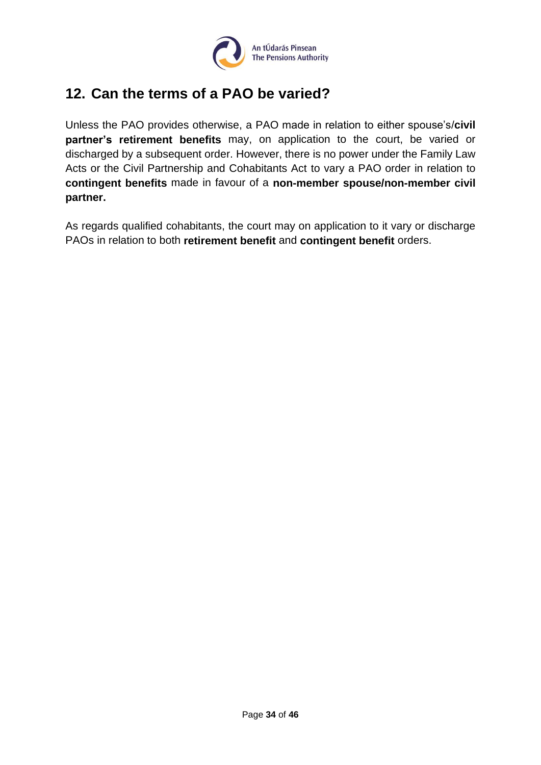## 12. Can the terms of a PAO be varied?

Unless the PAO provides otherwise, a PAO made in relation to either spouse's/**civil partner's retirement benefits** may, on application to the court, be varied or discharged by a subsequent order. However, there is no power under the Family Law Acts or the Civil Partnership and Cohabitants Act to vary a PAO order in relation to **contingent benefits** made in favour of a **non-member spouse/non-member civil partner.**

As regards qualified cohabitants, the court may on application to it vary or discharge PAOs in relation to both **retirement benefit** and **contingent benefit** orders.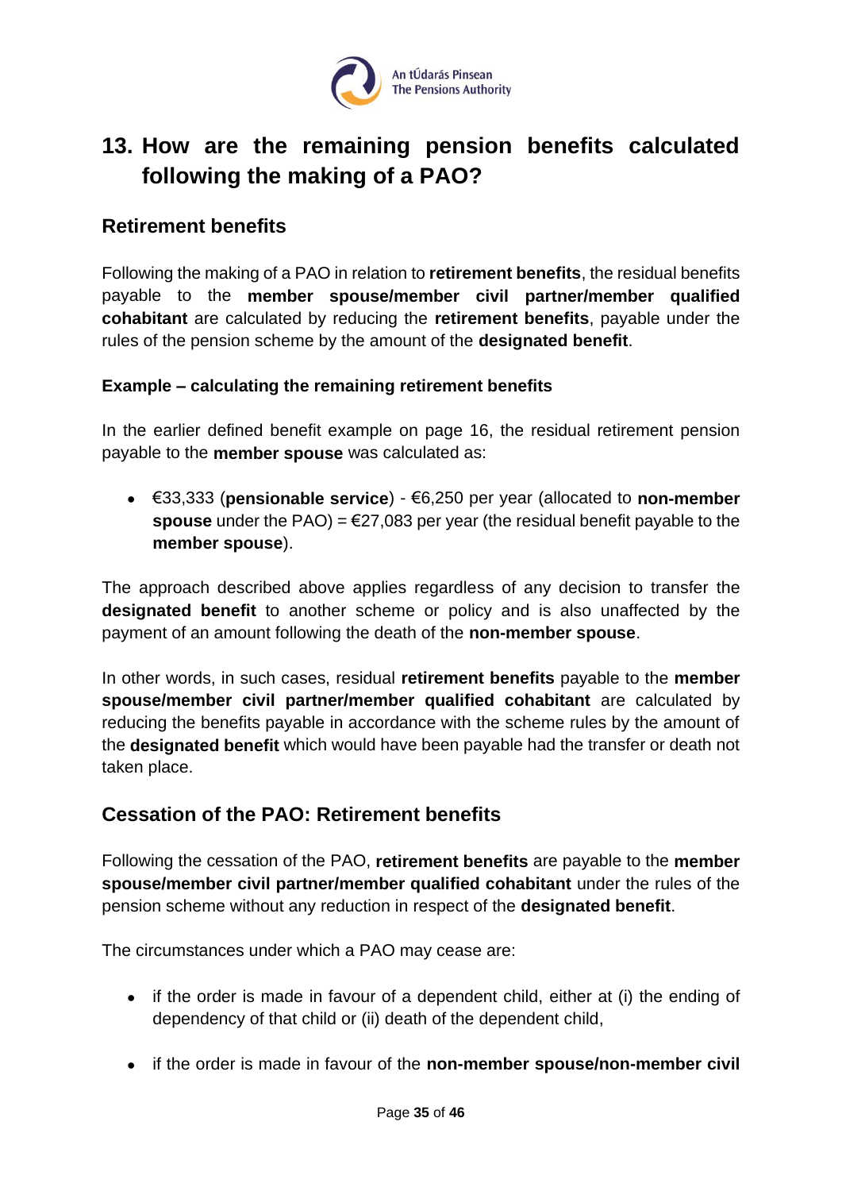# 13. How are the remaining pension benefits calculated following the making of a PAO?

## Retirement benefits

Following the making of a PAO in relation to **retirement benefits**, the residual benefits payable to the **member spouse/member civil partner/member qualified cohabitant** are calculated by reducing the **retirement benefits**, payable under the rules of the pension scheme by the amount of the **designated benefit**.

### Example – calculating the remaining retirement benefits

In the earlier defined benefit example on page 16, the residual retirement pension payable to the **member spouse** was calculated as:

- €33,333 (**pensionable service**) - €6,250 per year (allocated to **non-member spouse** under the PAO) = €27,083 per year (the residual benefit payable to the **member spouse**).

The approach described above applies regardless of any decision to transfer the **designated benefit** to another scheme or policy and is also unaffected by the payment of an amount following the death of the **non-member spouse**.

In other words, in such cases, residual **retirement benefits** payable to the **member spouse/member civil partner/member qualified cohabitant** are calculated by reducing the benefits payable in accordance with the scheme rules by the amount of the **designated benefit** which would have been payable had the transfer or death not taken place.

## Cessation of the PAO: Retirement benefits

Following the cessation of the PAO, **retirement benefits** are payable to the **member spouse/member civil partner/member qualified cohabitant** under the rules of the pension scheme without any reduction in respect of the **designated benefit**.

The circumstances under which a PAO may cease are:

- if the order is made in favour of a dependent child, either at (i) the ending of dependency of that child or (ii) death of the dependent child,
- if the order is made in favour of the **non-member spouse/non-member civil**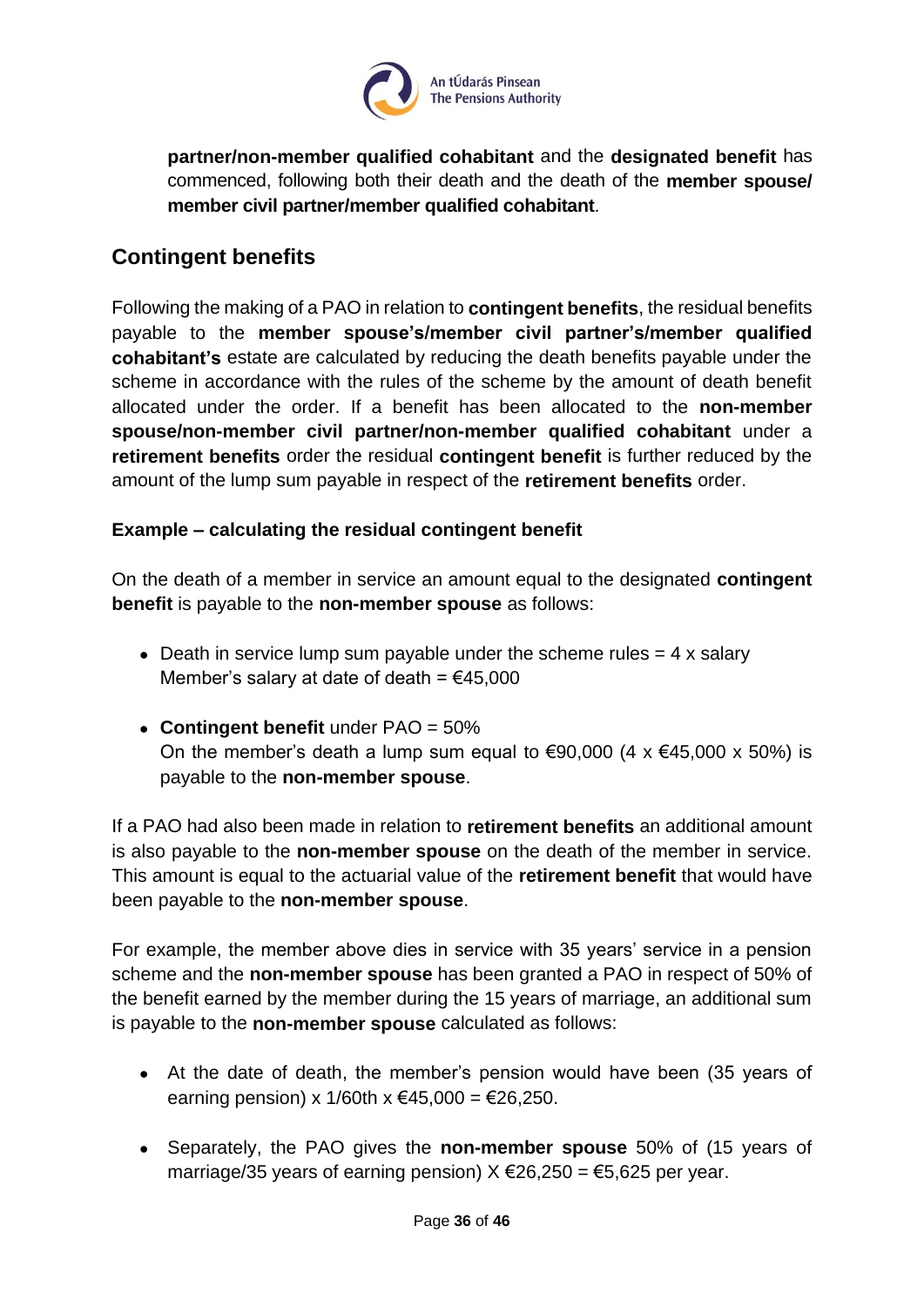**partner/non-member qualified cohabitant** and the **designated benefit** has commenced, following both their death and the death of the **member spouse/ member civil partner/member qualified cohabitant**.

## Contingent benefits

Following the making of a PAO in relation to **contingent benefits**, the residual benefits payable to the **member spouse's/member civil partner's/member qualified cohabitant's** estate are calculated by reducing the death benefits payable under the scheme in accordance with the rules of the scheme by the amount of death benefit allocated under the order. If a benefit has been allocated to the **non-member spouse/non-member civil partner/non-member qualified cohabitant** under a **retirement benefits** order the residual **contingent benefit** is further reduced by the amount of the lump sum payable in respect of the **retirement benefits** order.

### Example – calculating the residual contingent benefit

On the death of a member in service an amount equal to the designated **contingent benefit** is payable to the **non-member spouse** as follows:

- Death in service lump sum payable under the scheme rules = 4 x salary
  Member's salary at date of death = €45,000
- **Contingent benefit** under PAO = 50%
  On the member's death a lump sum equal to €90,000 (4 x €45,000 x 50%) is payable to the **non-member spouse**.

If a PAO had also been made in relation to **retirement benefits** an additional amount is also payable to the **non-member spouse** on the death of the member in service. This amount is equal to the actuarial value of the **retirement benefit** that would have been payable to the **non-member spouse**.

For example, the member above dies in service with 35 years' service in a pension scheme and the **non-member spouse** has been granted a PAO in respect of 50% of the benefit earned by the member during the 15 years of marriage, an additional sum is payable to the **non-member spouse** calculated as follows:

- At the date of death, the member's pension would have been (35 years of earning pension) x 1/60th x €45,000 = €26,250.
- Separately, the PAO gives the **non-member spouse** 50% of (15 years of marriage/35 years of earning pension) X €26,250 = €5,625 per year.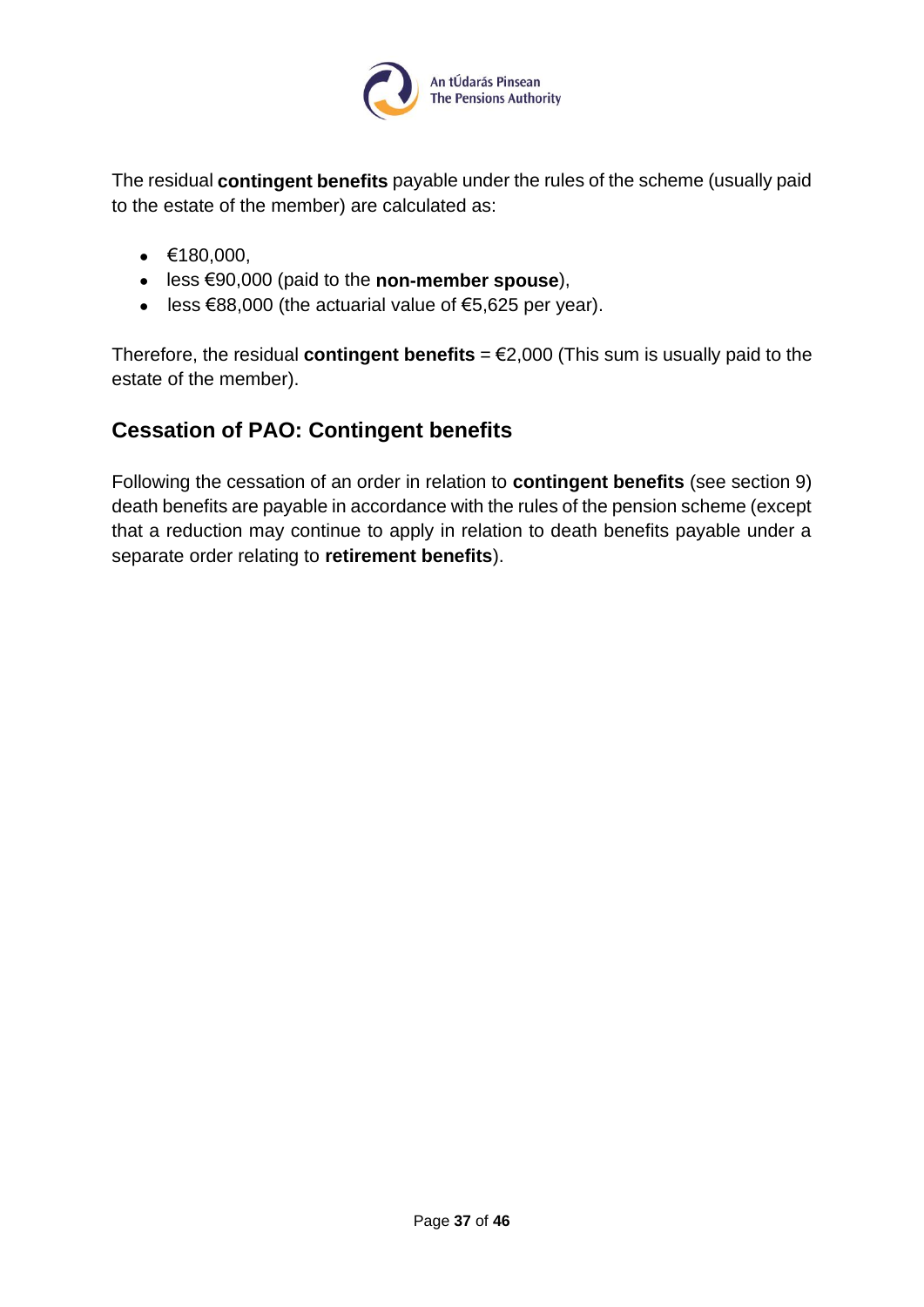The residual **contingent benefits** payable under the rules of the scheme (usually paid to the estate of the member) are calculated as:

- €180,000,
- less €90,000 (paid to the **non-member spouse**),
- less €88,000 (the actuarial value of €5,625 per year).

Therefore, the residual **contingent benefits** = €2,000 (This sum is usually paid to the estate of the member).

## Cessation of PAO: Contingent benefits

Following the cessation of an order in relation to **contingent benefits** (see section 9) death benefits are payable in accordance with the rules of the pension scheme (except that a reduction may continue to apply in relation to death benefits payable under a separate order relating to **retirement benefits**).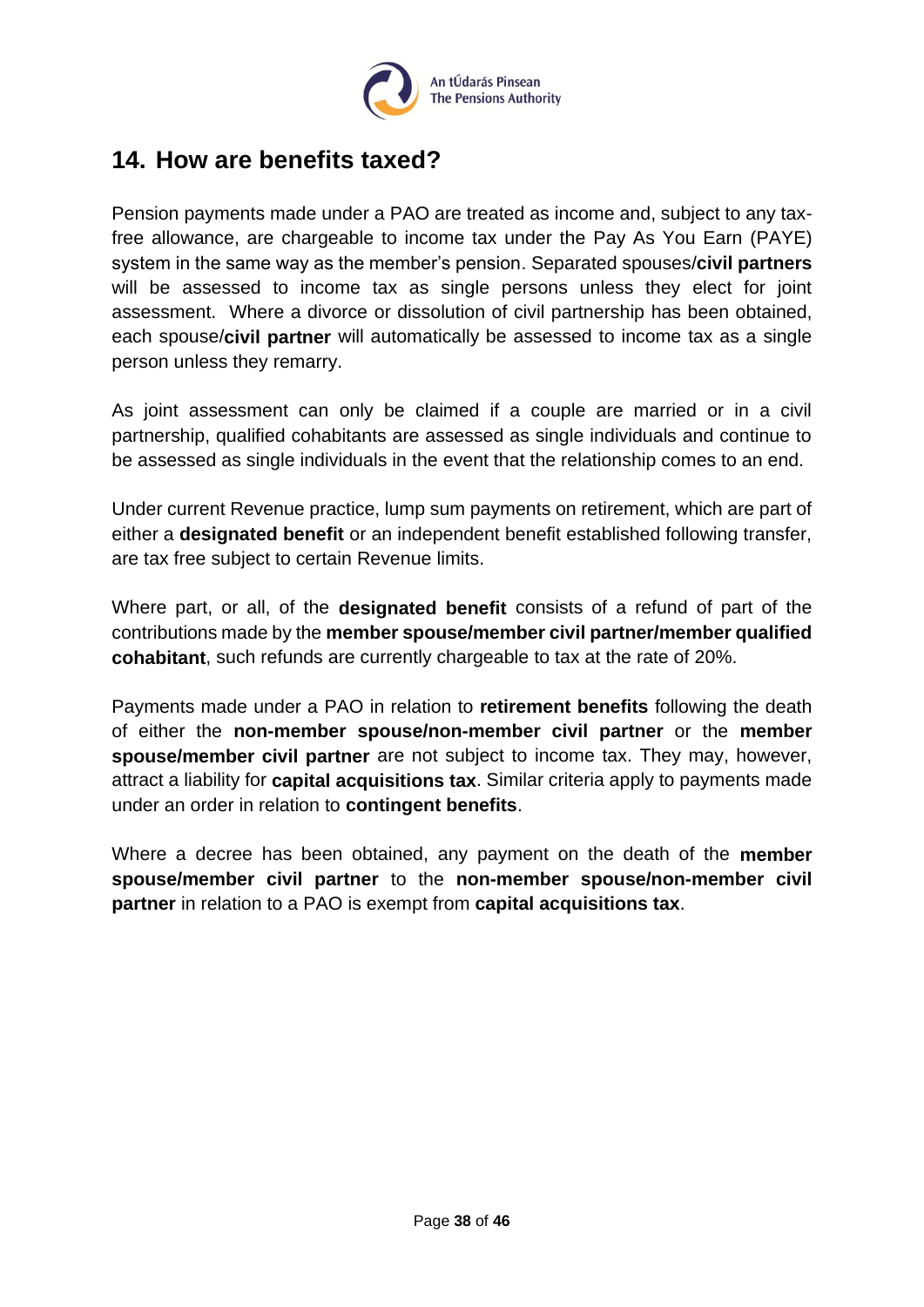## 14. How are benefits taxed?

Pension payments made under a PAO are treated as income and, subject to any tax-free allowance, are chargeable to income tax under the Pay As You Earn (PAYE) system in the same way as the member's pension. Separated spouses/**civil partners** will be assessed to income tax as single persons unless they elect for joint assessment. Where a divorce or dissolution of civil partnership has been obtained, each spouse/**civil partner** will automatically be assessed to income tax as a single person unless they remarry.

As joint assessment can only be claimed if a couple are married or in a civil partnership, qualified cohabitants are assessed as single individuals and continue to be assessed as single individuals in the event that the relationship comes to an end.

Under current Revenue practice, lump sum payments on retirement, which are part of either a **designated benefit** or an independent benefit established following transfer, are tax free subject to certain Revenue limits.

Where part, or all, of the **designated benefit** consists of a refund of part of the contributions made by the **member spouse/member civil partner/member qualified cohabitant**, such refunds are currently chargeable to tax at the rate of 20%.

Payments made under a PAO in relation to **retirement benefits** following the death of either the **non-member spouse/non-member civil partner** or the **member spouse/member civil partner** are not subject to income tax. They may, however, attract a liability for **capital acquisitions tax**. Similar criteria apply to payments made under an order in relation to **contingent benefits**.

Where a decree has been obtained, any payment on the death of the **member spouse/member civil partner** to the **non-member spouse/non-member civil partner** in relation to a PAO is exempt from **capital acquisitions tax**.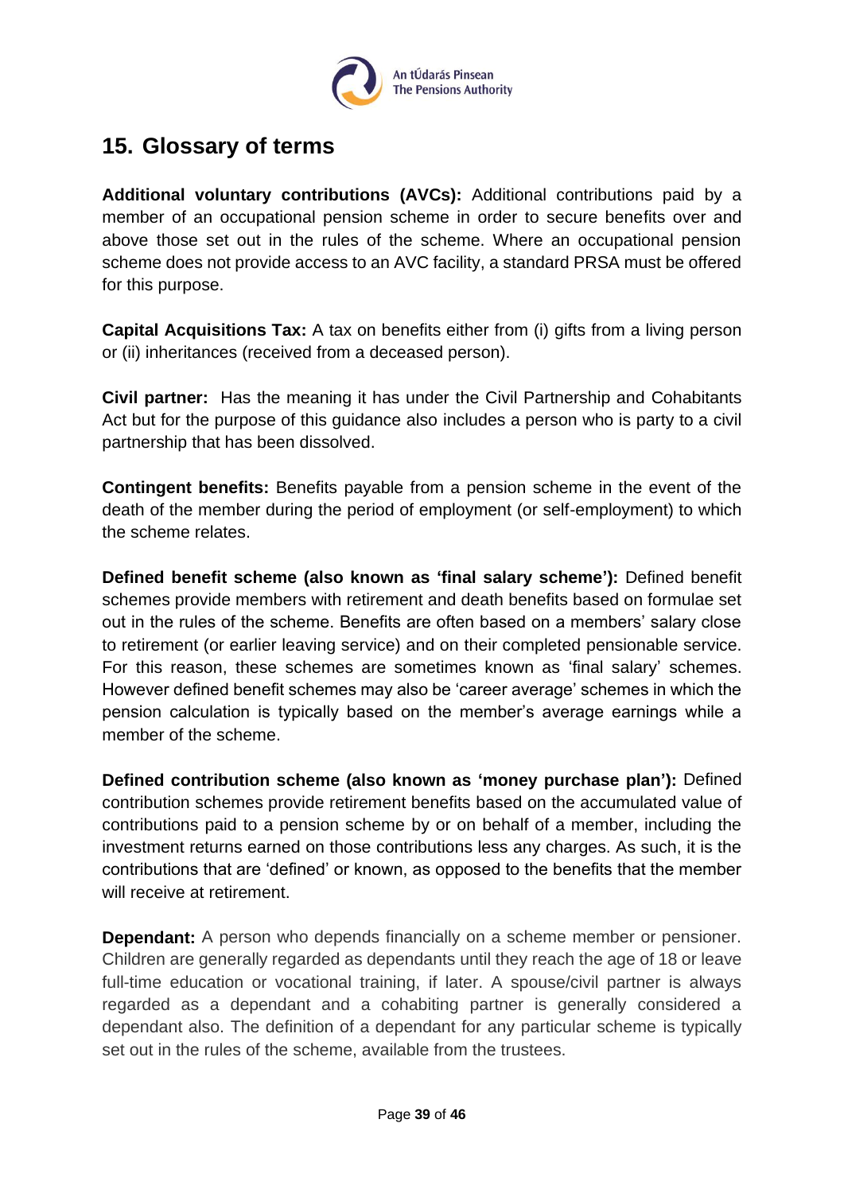## 15. Glossary of terms

**Additional voluntary contributions (AVCs):** Additional contributions paid by a member of an occupational pension scheme in order to secure benefits over and above those set out in the rules of the scheme. Where an occupational pension scheme does not provide access to an AVC facility, a standard PRSA must be offered for this purpose.

**Capital Acquisitions Tax:** A tax on benefits either from (i) gifts from a living person or (ii) inheritances (received from a deceased person).

**Civil partner:** Has the meaning it has under the Civil Partnership and Cohabitants Act but for the purpose of this guidance also includes a person who is party to a civil partnership that has been dissolved.

**Contingent benefits:** Benefits payable from a pension scheme in the event of the death of the member during the period of employment (or self-employment) to which the scheme relates.

**Defined benefit scheme (also known as 'final salary scheme'):** Defined benefit schemes provide members with retirement and death benefits based on formulae set out in the rules of the scheme. Benefits are often based on a members' salary close to retirement (or earlier leaving service) and on their completed pensionable service. For this reason, these schemes are sometimes known as 'final salary' schemes. However defined benefit schemes may also be 'career average' schemes in which the pension calculation is typically based on the member's average earnings while a member of the scheme.

**Defined contribution scheme (also known as 'money purchase plan'):** Defined contribution schemes provide retirement benefits based on the accumulated value of contributions paid to a pension scheme by or on behalf of a member, including the investment returns earned on those contributions less any charges. As such, it is the contributions that are 'defined' or known, as opposed to the benefits that the member will receive at retirement.

**Dependant:** A person who depends financially on a scheme member or pensioner. Children are generally regarded as dependants until they reach the age of 18 or leave full-time education or vocational training, if later. A spouse/civil partner is always regarded as a dependant and a cohabiting partner is generally considered a dependant also. The definition of a dependant for any particular scheme is typically set out in the rules of the scheme, available from the trustees.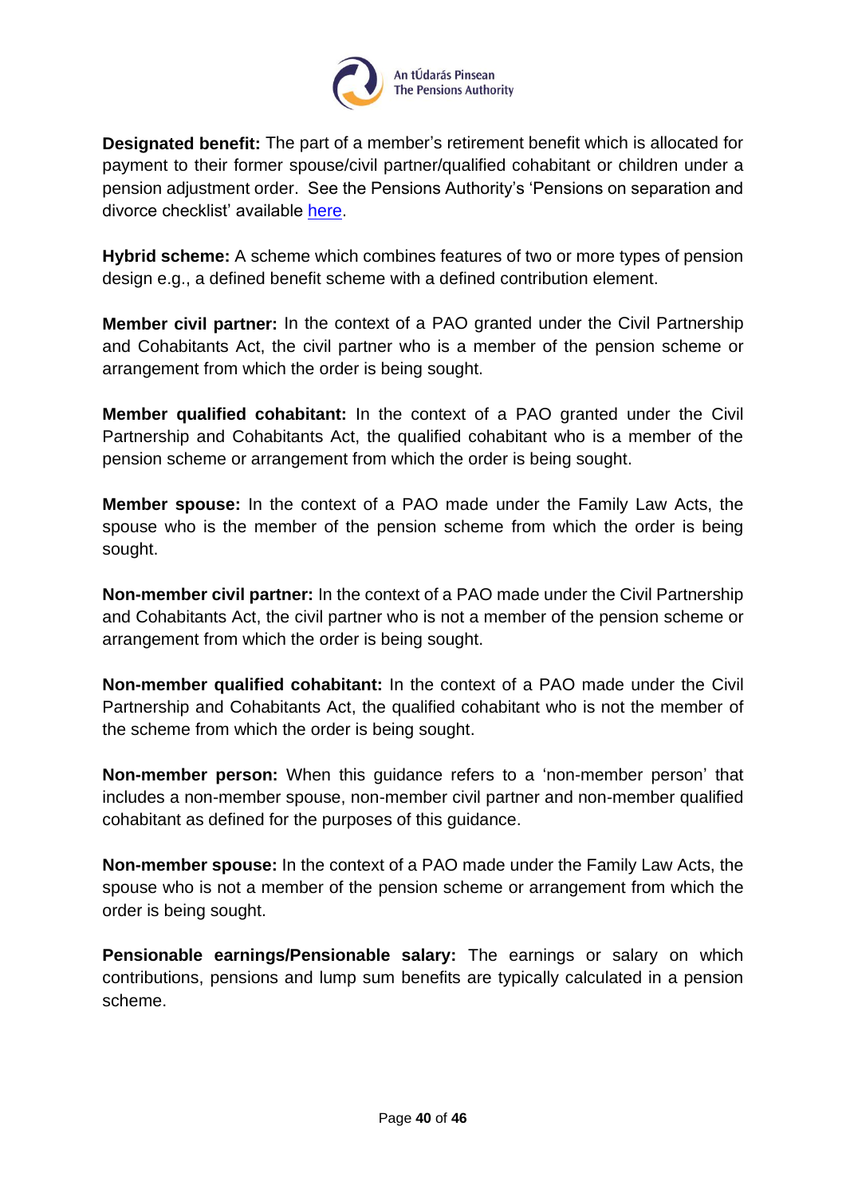**Designated benefit:** The part of a member's retirement benefit which is allocated for payment to their former spouse/civil partner/qualified cohabitant or children under a pension adjustment order. See the Pensions Authority's 'Pensions on separation and divorce checklist' available here.

**Hybrid scheme:** A scheme which combines features of two or more types of pension design e.g., a defined benefit scheme with a defined contribution element.

**Member civil partner:** In the context of a PAO granted under the Civil Partnership and Cohabitants Act, the civil partner who is a member of the pension scheme or arrangement from which the order is being sought.

**Member qualified cohabitant:** In the context of a PAO granted under the Civil Partnership and Cohabitants Act, the qualified cohabitant who is a member of the pension scheme or arrangement from which the order is being sought.

**Member spouse:** In the context of a PAO made under the Family Law Acts, the spouse who is the member of the pension scheme from which the order is being sought.

**Non-member civil partner:** In the context of a PAO made under the Civil Partnership and Cohabitants Act, the civil partner who is not a member of the pension scheme or arrangement from which the order is being sought.

**Non-member qualified cohabitant:** In the context of a PAO made under the Civil Partnership and Cohabitants Act, the qualified cohabitant who is not the member of the scheme from which the order is being sought.

**Non-member person:** When this guidance refers to a 'non-member person' that includes a non-member spouse, non-member civil partner and non-member qualified cohabitant as defined for the purposes of this guidance.

**Non-member spouse:** In the context of a PAO made under the Family Law Acts, the spouse who is not a member of the pension scheme or arrangement from which the order is being sought.

**Pensionable earnings/Pensionable salary:** The earnings or salary on which contributions, pensions and lump sum benefits are typically calculated in a pension scheme.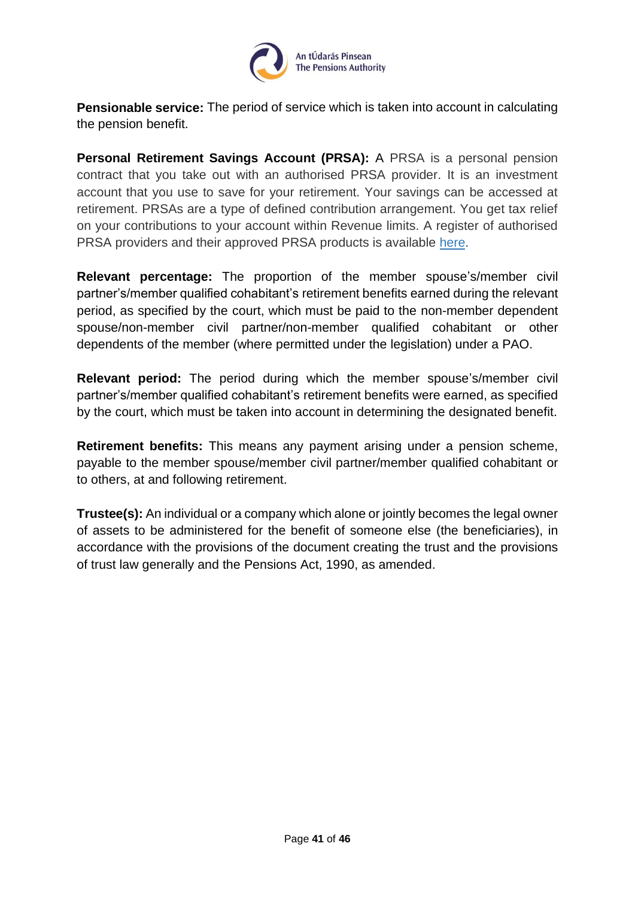**Pensionable service:** The period of service which is taken into account in calculating the pension benefit.

**Personal Retirement Savings Account (PRSA):** A PRSA is a personal pension contract that you take out with an authorised PRSA provider. It is an investment account that you use to save for your retirement. Your savings can be accessed at retirement. PRSAs are a type of defined contribution arrangement. You get tax relief on your contributions to your account within Revenue limits. A register of authorised PRSA providers and their approved PRSA products is available here.

**Relevant percentage:** The proportion of the member spouse's/member civil partner's/member qualified cohabitant's retirement benefits earned during the relevant period, as specified by the court, which must be paid to the non-member dependent spouse/non-member civil partner/non-member qualified cohabitant or other dependents of the member (where permitted under the legislation) under a PAO.

**Relevant period:** The period during which the member spouse's/member civil partner's/member qualified cohabitant's retirement benefits were earned, as specified by the court, which must be taken into account in determining the designated benefit.

**Retirement benefits:** This means any payment arising under a pension scheme, payable to the member spouse/member civil partner/member qualified cohabitant or to others, at and following retirement.

**Trustee(s):** An individual or a company which alone or jointly becomes the legal owner of assets to be administered for the benefit of someone else (the beneficiaries), in accordance with the provisions of the document creating the trust and the provisions of trust law generally and the Pensions Act, 1990, as amended.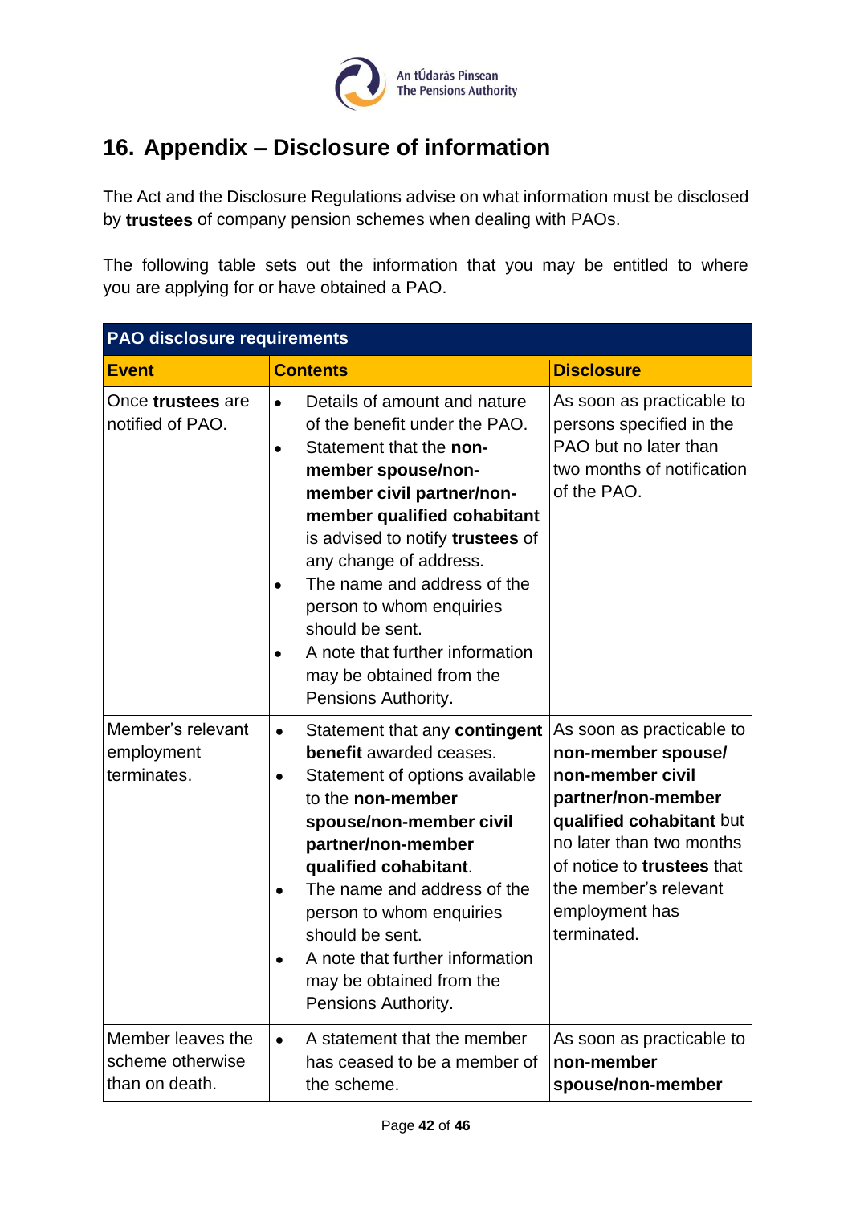# 16. Appendix – Disclosure of information

The Act and the Disclosure Regulations advise on what information must be disclosed by **trustees** of company pension schemes when dealing with PAOs.

The following table sets out the information that you may be entitled to where you are applying for or have obtained a PAO.

| **PAO disclosure requirements** | | |
|---|---|---|
| **Event** | **Contents** | **Disclosure** |
| Once **trustees** are notified of PAO. | • Details of amount and nature of the benefit under the PAO.<br>• Statement that the **non-member spouse/non-member civil partner/non-member qualified cohabitant** is advised to notify **trustees** of any change of address.<br>• The name and address of the person to whom enquiries should be sent.<br>• A note that further information may be obtained from the Pensions Authority. | As soon as practicable to persons specified in the PAO but no later than two months of notification of the PAO. |
| Member's relevant employment terminates. | • Statement that any **contingent benefit** awarded ceases.<br>• Statement of options available to the **non-member spouse/non-member civil partner/non-member qualified cohabitant**.<br>• The name and address of the person to whom enquiries should be sent.<br>• A note that further information may be obtained from the Pensions Authority. | As soon as practicable to **non-member spouse/ non-member civil partner/non-member qualified cohabitant** but no later than two months of notice to **trustees** that the member's relevant employment has terminated. |
| Member leaves the scheme otherwise than on death. | • A statement that the member has ceased to be a member of the scheme. | As soon as practicable to **non-member spouse/non-member** |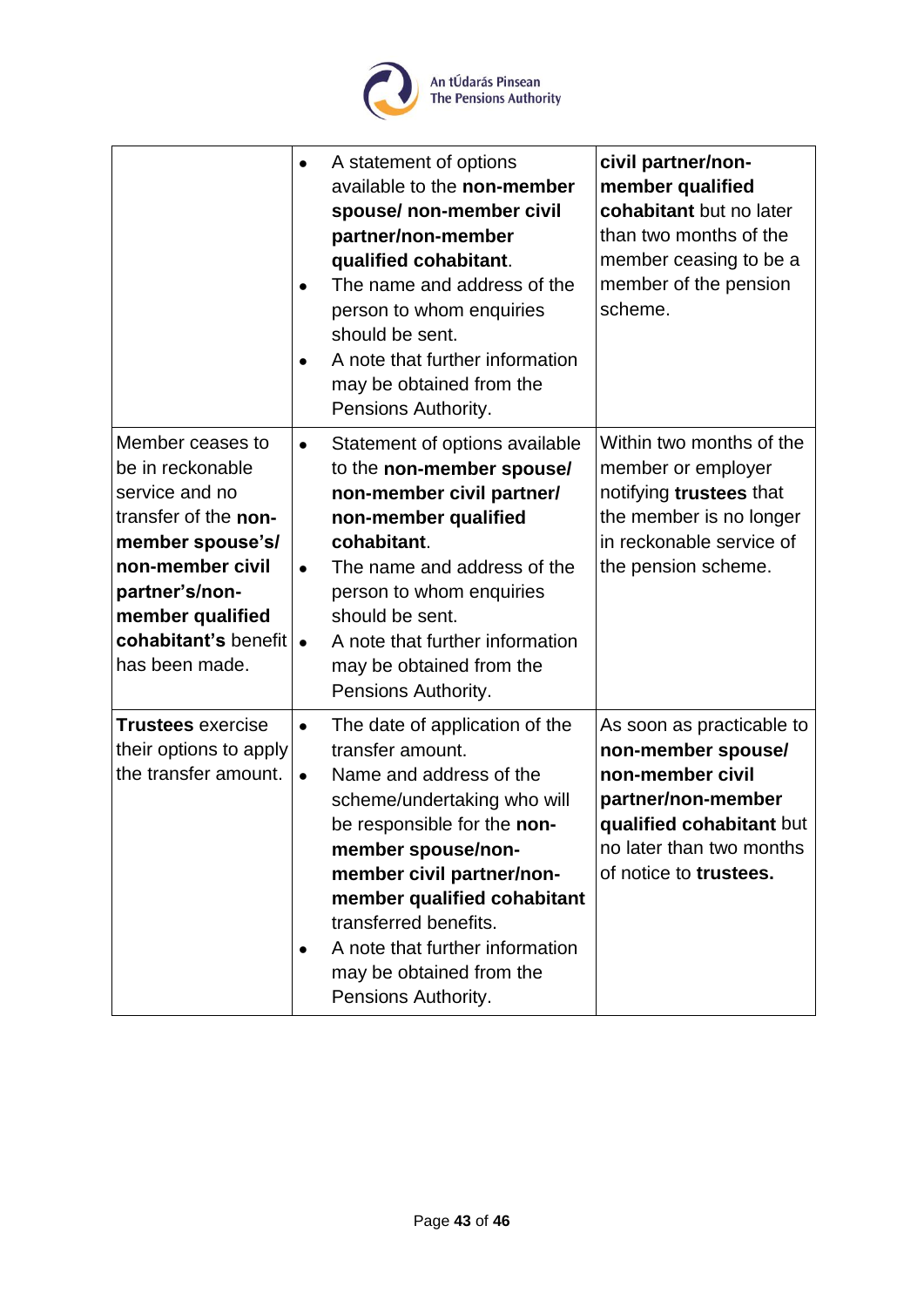| | | |
|---|---|---|
| | • A statement of options available to the **non-member spouse/ non-member civil partner/non-member qualified cohabitant**.<br>• The name and address of the person to whom enquiries should be sent.<br>• A note that further information may be obtained from the Pensions Authority. | **civil partner/non-member qualified cohabitant** but no later than two months of the member ceasing to be a member of the pension scheme. |
| Member ceases to be in reckonable service and no transfer of the **non-member spouse's/ non-member civil partner's/non-member qualified cohabitant's** benefit has been made. | • Statement of options available to the **non-member spouse/ non-member civil partner/ non-member qualified cohabitant**.<br>• The name and address of the person to whom enquiries should be sent.<br>• A note that further information may be obtained from the Pensions Authority. | Within two months of the member or employer notifying **trustees** that the member is no longer in reckonable service of the pension scheme. |
| **Trustees** exercise their options to apply the transfer amount. | • The date of application of the transfer amount.<br>• Name and address of the scheme/undertaking who will be responsible for the **non-member spouse/non-member civil partner/non-member qualified cohabitant** transferred benefits.<br>• A note that further information may be obtained from the Pensions Authority. | As soon as practicable to **non-member spouse/ non-member civil partner/non-member qualified cohabitant** but no later than two months of notice to **trustees.** |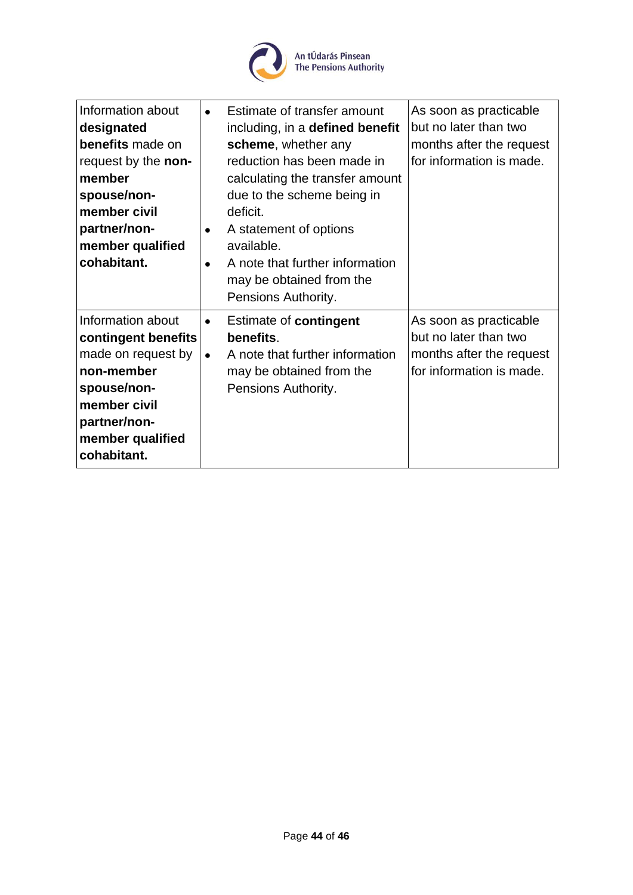| | | |
|---|---|---|
| Information about **designated benefits** made on request by the **non-member spouse/non-member civil partner/non-member qualified cohabitant.** | • Estimate of transfer amount including, in a **defined benefit scheme**, whether any reduction has been made in calculating the transfer amount due to the scheme being in deficit.<br>• A statement of options available.<br>• A note that further information may be obtained from the Pensions Authority. | As soon as practicable but no later than two months after the request for information is made. |
| Information about **contingent benefits** made on request by **non-member spouse/non-member civil partner/non-member qualified cohabitant.** | • Estimate of **contingent benefits**.<br>• A note that further information may be obtained from the Pensions Authority. | As soon as practicable but no later than two months after the request for information is made. |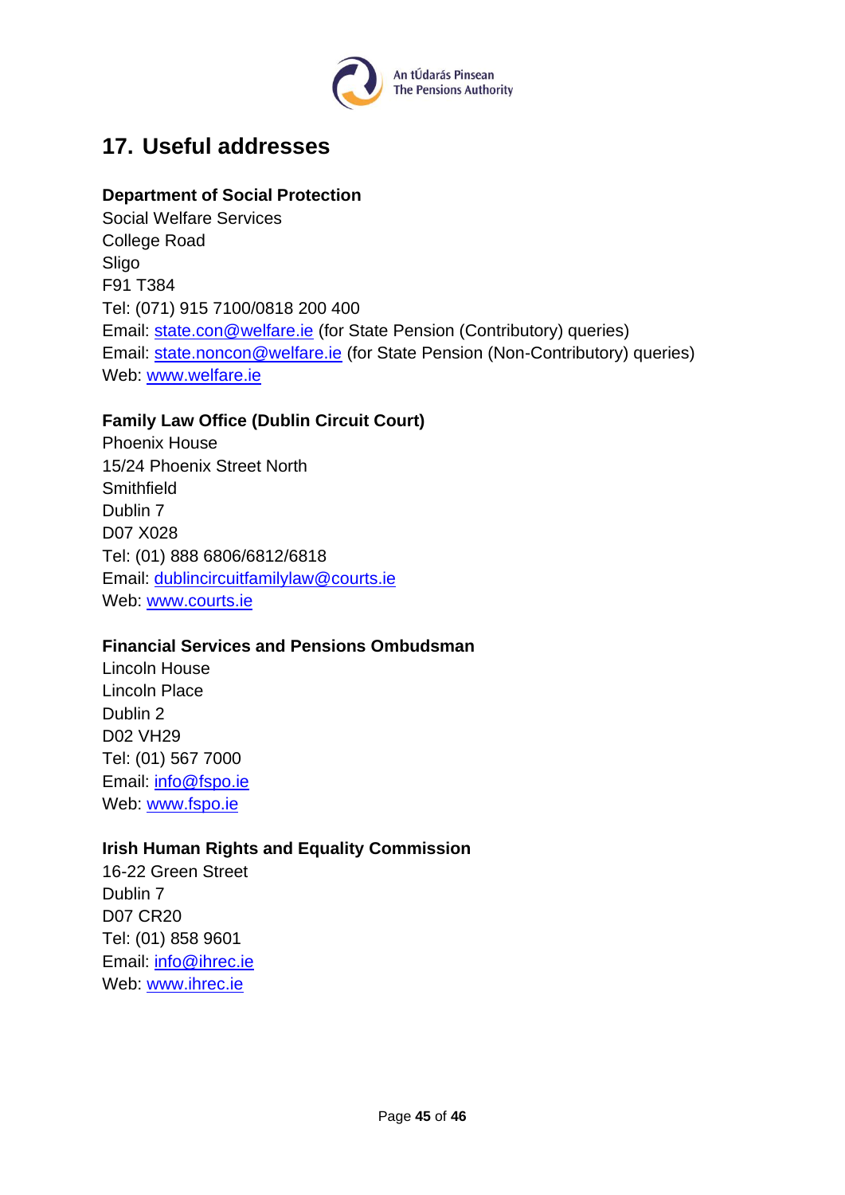## 17. Useful addresses

**Department of Social Protection**
Social Welfare Services
College Road
Sligo
F91 T384
Tel: (071) 915 7100/0818 200 400
Email: state.con@welfare.ie (for State Pension (Contributory) queries)
Email: state.noncon@welfare.ie (for State Pension (Non-Contributory) queries)
Web: www.welfare.ie

**Family Law Office (Dublin Circuit Court)**
Phoenix House
15/24 Phoenix Street North
Smithfield
Dublin 7
D07 X028
Tel: (01) 888 6806/6812/6818
Email: dublincircuitfamilylaw@courts.ie
Web: www.courts.ie

**Financial Services and Pensions Ombudsman**
Lincoln House
Lincoln Place
Dublin 2
D02 VH29
Tel: (01) 567 7000
Email: info@fspo.ie
Web: www.fspo.ie

**Irish Human Rights and Equality Commission**
16-22 Green Street
Dublin 7
D07 CR20
Tel: (01) 858 9601
Email: info@ihrec.ie
Web: www.ihrec.ie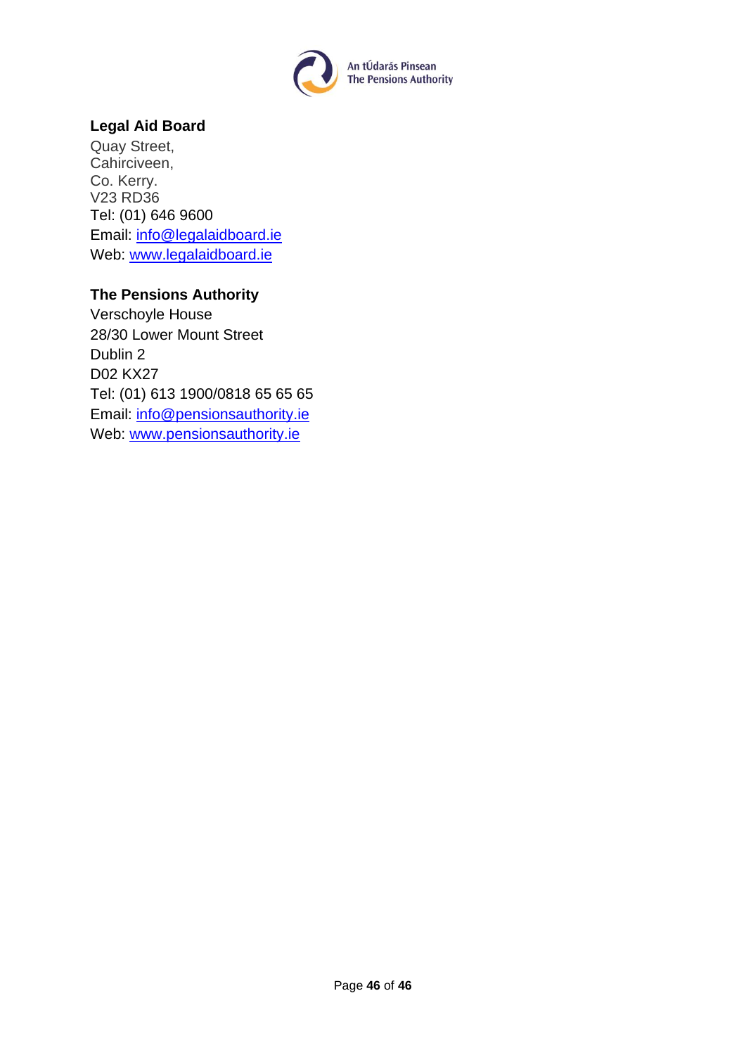**Legal Aid Board**
Quay Street,
Cahirciveen,
Co. Kerry.
V23 RD36
Tel: (01) 646 9600
Email: info@legalaidboard.ie
Web: www.legalaidboard.ie

**The Pensions Authority**
Verschoyle House
28/30 Lower Mount Street
Dublin 2
D02 KX27
Tel: (01) 613 1900/0818 65 65 65
Email: info@pensionsauthority.ie
Web: www.pensionsauthority.ie